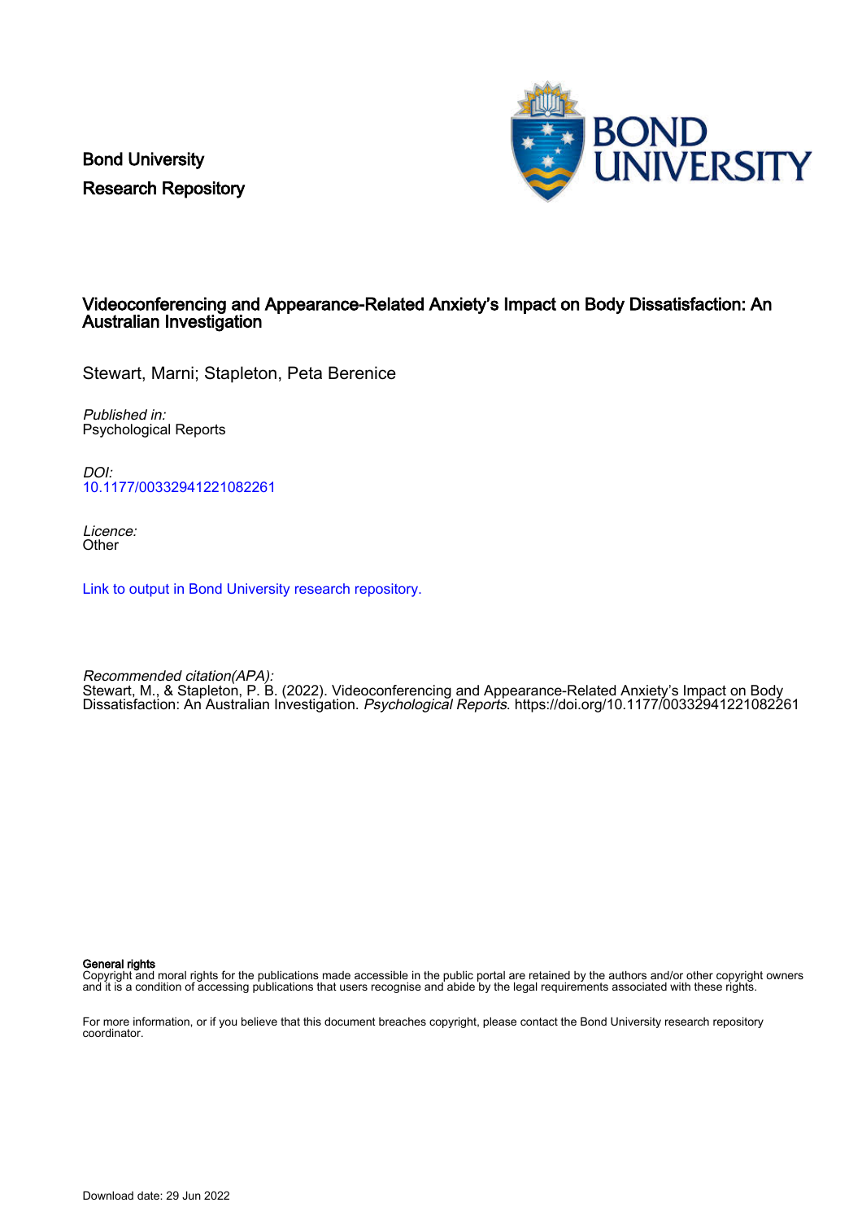Bond University
Research Repository

# Videoconferencing and Appearance-Related Anxiety's Impact on Body Dissatisfaction: An Australian Investigation

Stewart, Marni; Stapleton, Peta Berenice

*Published in:*
Psychological Reports

*DOI:*
[10.1177/00332941221082261](https://doi.org/10.1177/00332941221082261)

*Licence:*
Other

[Link to output in Bond University research repository.](#)

*Recommended citation(APA):*
Stewart, M., & Stapleton, P. B. (2022). Videoconferencing and Appearance-Related Anxiety's Impact on Body Dissatisfaction: An Australian Investigation. *Psychological Reports*. https://doi.org/10.1177/00332941221082261

**General rights**
Copyright and moral rights for the publications made accessible in the public portal are retained by the authors and/or other copyright owners and it is a condition of accessing publications that users recognise and abide by the legal requirements associated with these rights.

For more information, or if you believe that this document breaches copyright, please contact the Bond University research repository coordinator.

Download date: 29 Jun 2022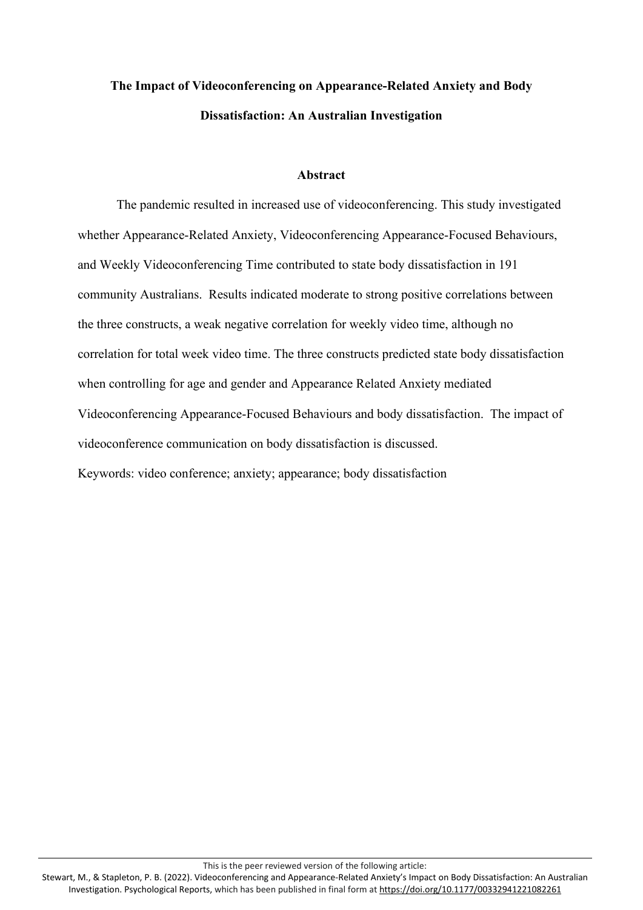**The Impact of Videoconferencing on Appearance-Related Anxiety and Body Dissatisfaction: An Australian Investigation**

**Abstract**

The pandemic resulted in increased use of videoconferencing. This study investigated whether Appearance-Related Anxiety, Videoconferencing Appearance-Focused Behaviours, and Weekly Videoconferencing Time contributed to state body dissatisfaction in 191 community Australians. Results indicated moderate to strong positive correlations between the three constructs, a weak negative correlation for weekly video time, although no correlation for total week video time. The three constructs predicted state body dissatisfaction when controlling for age and gender and Appearance Related Anxiety mediated Videoconferencing Appearance-Focused Behaviours and body dissatisfaction. The impact of videoconference communication on body dissatisfaction is discussed.

Keywords: video conference; anxiety; appearance; body dissatisfaction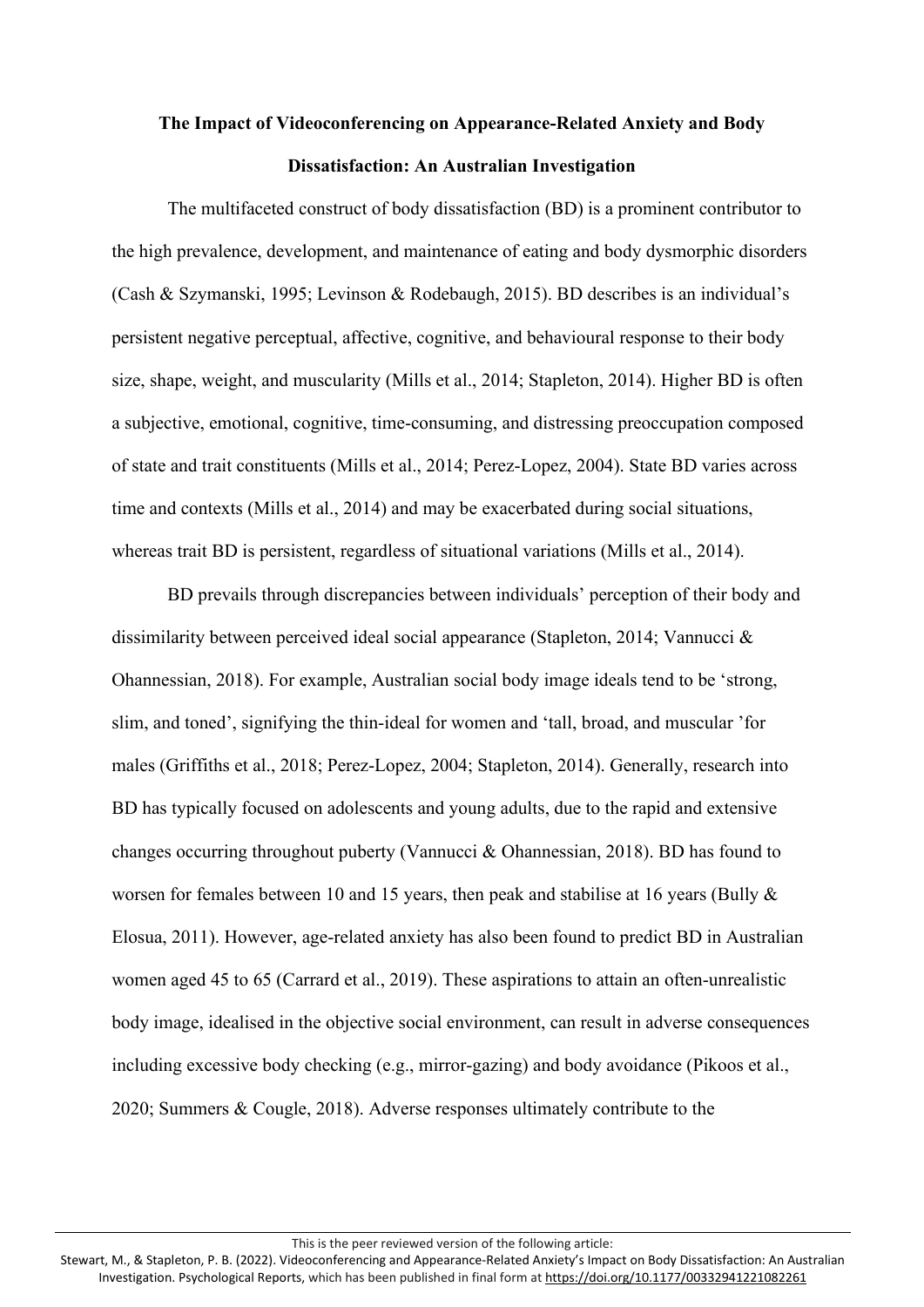**The Impact of Videoconferencing on Appearance-Related Anxiety and Body Dissatisfaction: An Australian Investigation**

The multifaceted construct of body dissatisfaction (BD) is a prominent contributor to the high prevalence, development, and maintenance of eating and body dysmorphic disorders (Cash & Szymanski, 1995; Levinson & Rodebaugh, 2015). BD describes is an individual's persistent negative perceptual, affective, cognitive, and behavioural response to their body size, shape, weight, and muscularity (Mills et al., 2014; Stapleton, 2014). Higher BD is often a subjective, emotional, cognitive, time-consuming, and distressing preoccupation composed of state and trait constituents (Mills et al., 2014; Perez-Lopez, 2004). State BD varies across time and contexts (Mills et al., 2014) and may be exacerbated during social situations, whereas trait BD is persistent, regardless of situational variations (Mills et al., 2014).

BD prevails through discrepancies between individuals' perception of their body and dissimilarity between perceived ideal social appearance (Stapleton, 2014; Vannucci & Ohannessian, 2018). For example, Australian social body image ideals tend to be 'strong, slim, and toned', signifying the thin-ideal for women and 'tall, broad, and muscular 'for males (Griffiths et al., 2018; Perez-Lopez, 2004; Stapleton, 2014). Generally, research into BD has typically focused on adolescents and young adults, due to the rapid and extensive changes occurring throughout puberty (Vannucci & Ohannessian, 2018). BD has found to worsen for females between 10 and 15 years, then peak and stabilise at 16 years (Bully & Elosua, 2011). However, age-related anxiety has also been found to predict BD in Australian women aged 45 to 65 (Carrard et al., 2019). These aspirations to attain an often-unrealistic body image, idealised in the objective social environment, can result in adverse consequences including excessive body checking (e.g., mirror-gazing) and body avoidance (Pikoos et al., 2020; Summers & Cougle, 2018). Adverse responses ultimately contribute to the

This is the peer reviewed version of the following article:
Stewart, M., & Stapleton, P. B. (2022). Videoconferencing and Appearance-Related Anxiety's Impact on Body Dissatisfaction: An Australian Investigation. Psychological Reports, which has been published in final form at https://doi.org/10.1177/00332941221082261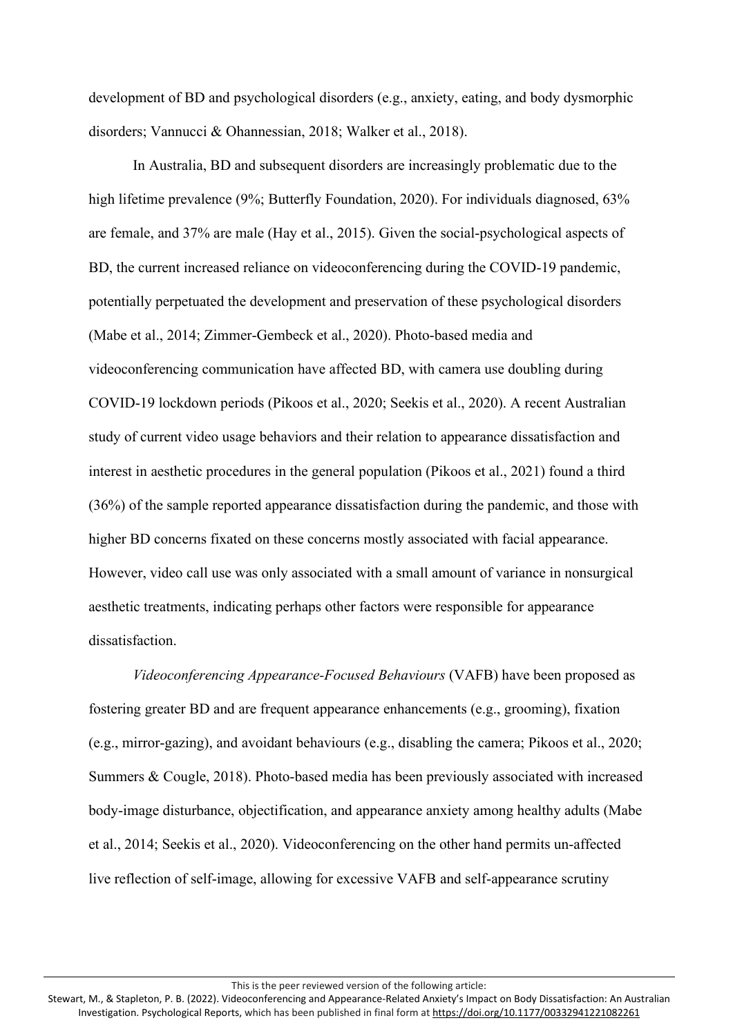development of BD and psychological disorders (e.g., anxiety, eating, and body dysmorphic disorders; Vannucci & Ohannessian, 2018; Walker et al., 2018).

In Australia, BD and subsequent disorders are increasingly problematic due to the high lifetime prevalence (9%; Butterfly Foundation, 2020). For individuals diagnosed, 63% are female, and 37% are male (Hay et al., 2015). Given the social-psychological aspects of BD, the current increased reliance on videoconferencing during the COVID-19 pandemic, potentially perpetuated the development and preservation of these psychological disorders (Mabe et al., 2014; Zimmer-Gembeck et al., 2020). Photo-based media and videoconferencing communication have affected BD, with camera use doubling during COVID-19 lockdown periods (Pikoos et al., 2020; Seekis et al., 2020). A recent Australian study of current video usage behaviors and their relation to appearance dissatisfaction and interest in aesthetic procedures in the general population (Pikoos et al., 2021) found a third (36%) of the sample reported appearance dissatisfaction during the pandemic, and those with higher BD concerns fixated on these concerns mostly associated with facial appearance. However, video call use was only associated with a small amount of variance in nonsurgical aesthetic treatments, indicating perhaps other factors were responsible for appearance dissatisfaction.

*Videoconferencing Appearance-Focused Behaviours* (VAFB) have been proposed as fostering greater BD and are frequent appearance enhancements (e.g., grooming), fixation (e.g., mirror-gazing), and avoidant behaviours (e.g., disabling the camera; Pikoos et al., 2020; Summers & Cougle, 2018). Photo-based media has been previously associated with increased body-image disturbance, objectification, and appearance anxiety among healthy adults (Mabe et al., 2014; Seekis et al., 2020). Videoconferencing on the other hand permits un-affected live reflection of self-image, allowing for excessive VAFB and self-appearance scrutiny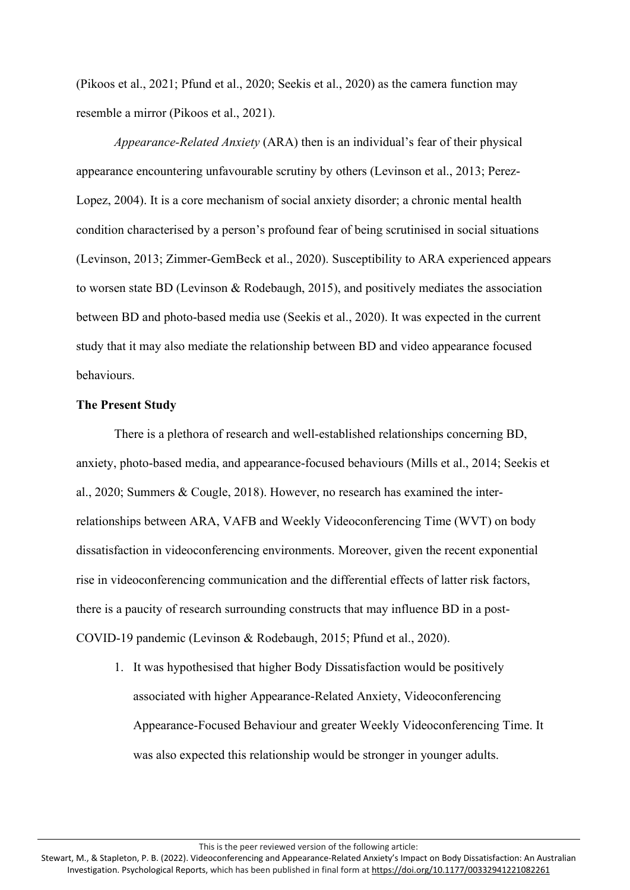(Pikoos et al., 2021; Pfund et al., 2020; Seekis et al., 2020) as the camera function may resemble a mirror (Pikoos et al., 2021).

*Appearance-Related Anxiety* (ARA) then is an individual's fear of their physical appearance encountering unfavourable scrutiny by others (Levinson et al., 2013; Perez-Lopez, 2004). It is a core mechanism of social anxiety disorder; a chronic mental health condition characterised by a person's profound fear of being scrutinised in social situations (Levinson, 2013; Zimmer-GemBeck et al., 2020). Susceptibility to ARA experienced appears to worsen state BD (Levinson & Rodebaugh, 2015), and positively mediates the association between BD and photo-based media use (Seekis et al., 2020). It was expected in the current study that it may also mediate the relationship between BD and video appearance focused behaviours.

**The Present Study**

There is a plethora of research and well-established relationships concerning BD, anxiety, photo-based media, and appearance-focused behaviours (Mills et al., 2014; Seekis et al., 2020; Summers & Cougle, 2018). However, no research has examined the inter-relationships between ARA, VAFB and Weekly Videoconferencing Time (WVT) on body dissatisfaction in videoconferencing environments. Moreover, given the recent exponential rise in videoconferencing communication and the differential effects of latter risk factors, there is a paucity of research surrounding constructs that may influence BD in a post-COVID-19 pandemic (Levinson & Rodebaugh, 2015; Pfund et al., 2020).

1. It was hypothesised that higher Body Dissatisfaction would be positively associated with higher Appearance-Related Anxiety, Videoconferencing Appearance-Focused Behaviour and greater Weekly Videoconferencing Time. It was also expected this relationship would be stronger in younger adults.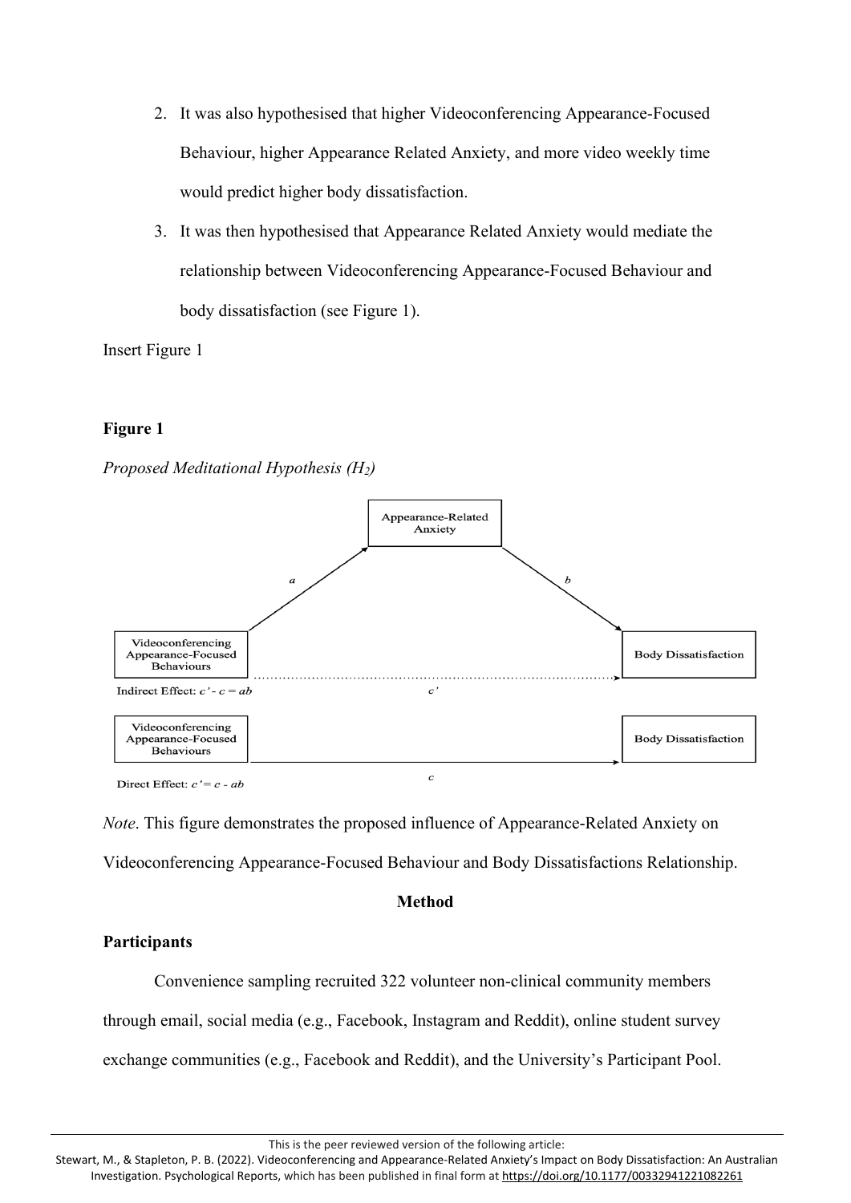2. It was also hypothesised that higher Videoconferencing Appearance-Focused Behaviour, higher Appearance Related Anxiety, and more video weekly time would predict higher body dissatisfaction.
3. It was then hypothesised that Appearance Related Anxiety would mediate the relationship between Videoconferencing Appearance-Focused Behaviour and body dissatisfaction (see Figure 1).

Insert Figure 1

**Figure 1**

*Proposed Meditational Hypothesis ($H_2$)*

Appearance-Related Anxiety

$a$

$b$

Videoconferencing Appearance-Focused Behaviours

Body Dissatisfaction

Indirect Effect: $c' - c = ab$

$c'$

Videoconferencing Appearance-Focused Behaviours

Body Dissatisfaction

Direct Effect: $c' = c - ab$

$c$

*Note*. This figure demonstrates the proposed influence of Appearance-Related Anxiety on Videoconferencing Appearance-Focused Behaviour and Body Dissatisfactions Relationship.

## Method

### Participants

Convenience sampling recruited 322 volunteer non-clinical community members through email, social media (e.g., Facebook, Instagram and Reddit), online student survey exchange communities (e.g., Facebook and Reddit), and the University's Participant Pool.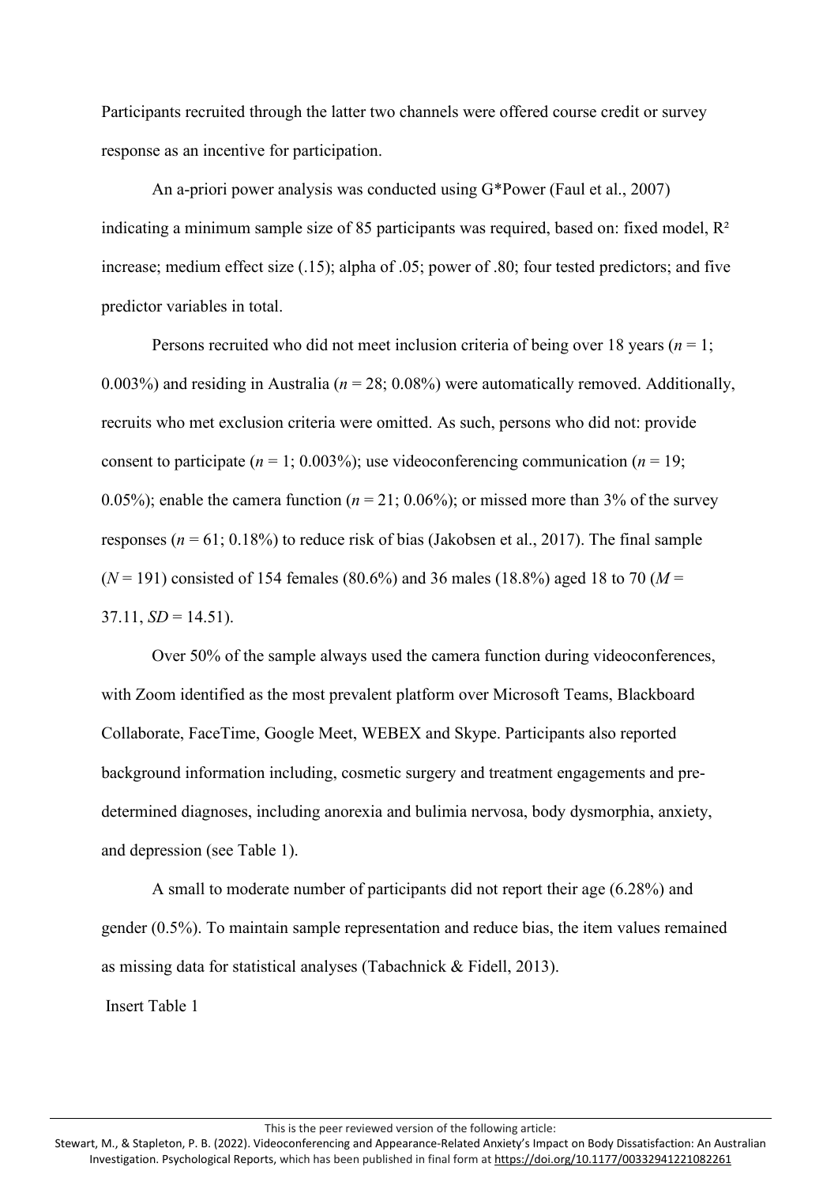Participants recruited through the latter two channels were offered course credit or survey response as an incentive for participation.

An a-priori power analysis was conducted using G*Power (Faul et al., 2007) indicating a minimum sample size of 85 participants was required, based on: fixed model, $R^2$ increase; medium effect size (.15); alpha of .05; power of .80; four tested predictors; and five predictor variables in total.

Persons recruited who did not meet inclusion criteria of being over 18 years ($n = 1$; 0.003%) and residing in Australia ($n = 28$; 0.08%) were automatically removed. Additionally, recruits who met exclusion criteria were omitted. As such, persons who did not: provide consent to participate ($n = 1$; 0.003%); use videoconferencing communication ($n = 19$; 0.05%); enable the camera function ($n = 21$; 0.06%); or missed more than 3% of the survey responses ($n = 61$; 0.18%) to reduce risk of bias (Jakobsen et al., 2017). The final sample ($N = 191$) consisted of 154 females (80.6%) and 36 males (18.8%) aged 18 to 70 ($M = 37.11$, $SD = 14.51$).

Over 50% of the sample always used the camera function during videoconferences, with Zoom identified as the most prevalent platform over Microsoft Teams, Blackboard Collaborate, FaceTime, Google Meet, WEBEX and Skype. Participants also reported background information including, cosmetic surgery and treatment engagements and pre-determined diagnoses, including anorexia and bulimia nervosa, body dysmorphia, anxiety, and depression (see Table 1).

A small to moderate number of participants did not report their age (6.28%) and gender (0.5%). To maintain sample representation and reduce bias, the item values remained as missing data for statistical analyses (Tabachnick & Fidell, 2013).

Insert Table 1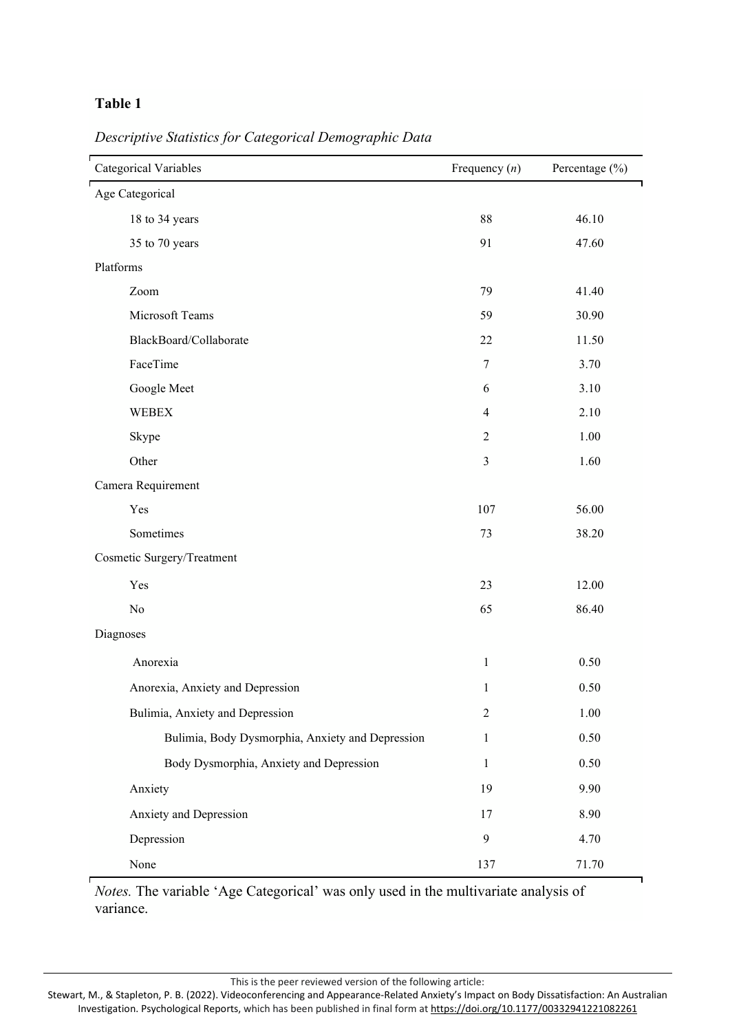**Table 1**

*Descriptive Statistics for Categorical Demographic Data*

| Categorical Variables | Frequency (*n*) | Percentage (%) |
|---|---|---|
| Age Categorical | | |
| 18 to 34 years | 88 | 46.10 |
| 35 to 70 years | 91 | 47.60 |
| Platforms | | |
| Zoom | 79 | 41.40 |
| Microsoft Teams | 59 | 30.90 |
| BlackBoard/Collaborate | 22 | 11.50 |
| FaceTime | 7 | 3.70 |
| Google Meet | 6 | 3.10 |
| WEBEX | 4 | 2.10 |
| Skype | 2 | 1.00 |
| Other | 3 | 1.60 |
| Camera Requirement | | |
| Yes | 107 | 56.00 |
| Sometimes | 73 | 38.20 |
| Cosmetic Surgery/Treatment | | |
| Yes | 23 | 12.00 |
| No | 65 | 86.40 |
| Diagnoses | | |
| Anorexia | 1 | 0.50 |
| Anorexia, Anxiety and Depression | 1 | 0.50 |
| Bulimia, Anxiety and Depression | 2 | 1.00 |
| Bulimia, Body Dysmorphia, Anxiety and Depression | 1 | 0.50 |
| Body Dysmorphia, Anxiety and Depression | 1 | 0.50 |
| Anxiety | 19 | 9.90 |
| Anxiety and Depression | 17 | 8.90 |
| Depression | 9 | 4.70 |
| None | 137 | 71.70 |

*Notes.* The variable 'Age Categorical' was only used in the multivariate analysis of variance.

This is the peer reviewed version of the following article:
Stewart, M., & Stapleton, P. B. (2022). Videoconferencing and Appearance-Related Anxiety's Impact on Body Dissatisfaction: An Australian Investigation. Psychological Reports, which has been published in final form at https://doi.org/10.1177/00332941221082261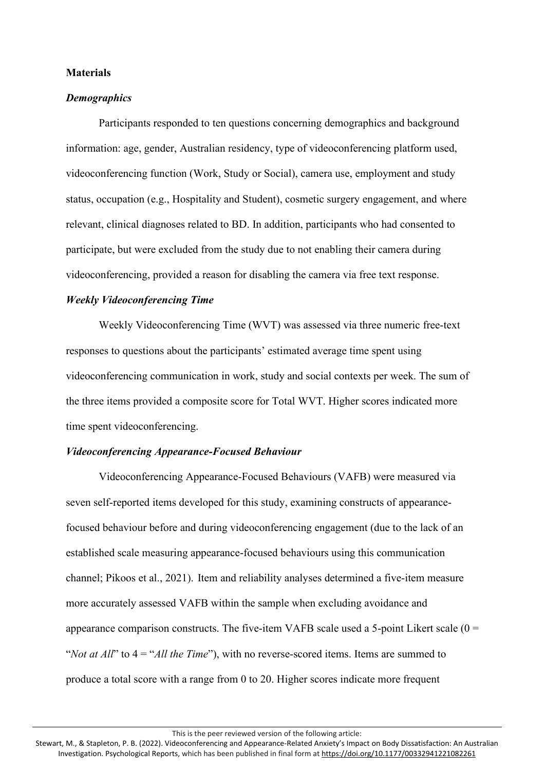**Materials**

***Demographics***

Participants responded to ten questions concerning demographics and background information: age, gender, Australian residency, type of videoconferencing platform used, videoconferencing function (Work, Study or Social), camera use, employment and study status, occupation (e.g., Hospitality and Student), cosmetic surgery engagement, and where relevant, clinical diagnoses related to BD. In addition, participants who had consented to participate, but were excluded from the study due to not enabling their camera during videoconferencing, provided a reason for disabling the camera via free text response.

***Weekly Videoconferencing Time***

Weekly Videoconferencing Time (WVT) was assessed via three numeric free-text responses to questions about the participants' estimated average time spent using videoconferencing communication in work, study and social contexts per week. The sum of the three items provided a composite score for Total WVT. Higher scores indicated more time spent videoconferencing.

***Videoconferencing Appearance-Focused Behaviour***

Videoconferencing Appearance-Focused Behaviours (VAFB) were measured via seven self-reported items developed for this study, examining constructs of appearance-focused behaviour before and during videoconferencing engagement (due to the lack of an established scale measuring appearance-focused behaviours using this communication channel; Pikoos et al., 2021). Item and reliability analyses determined a five-item measure more accurately assessed VAFB within the sample when excluding avoidance and appearance comparison constructs. The five-item VAFB scale used a 5-point Likert scale (0 = "*Not at All*" to 4 = "*All the Time*"), with no reverse-scored items. Items are summed to produce a total score with a range from 0 to 20. Higher scores indicate more frequent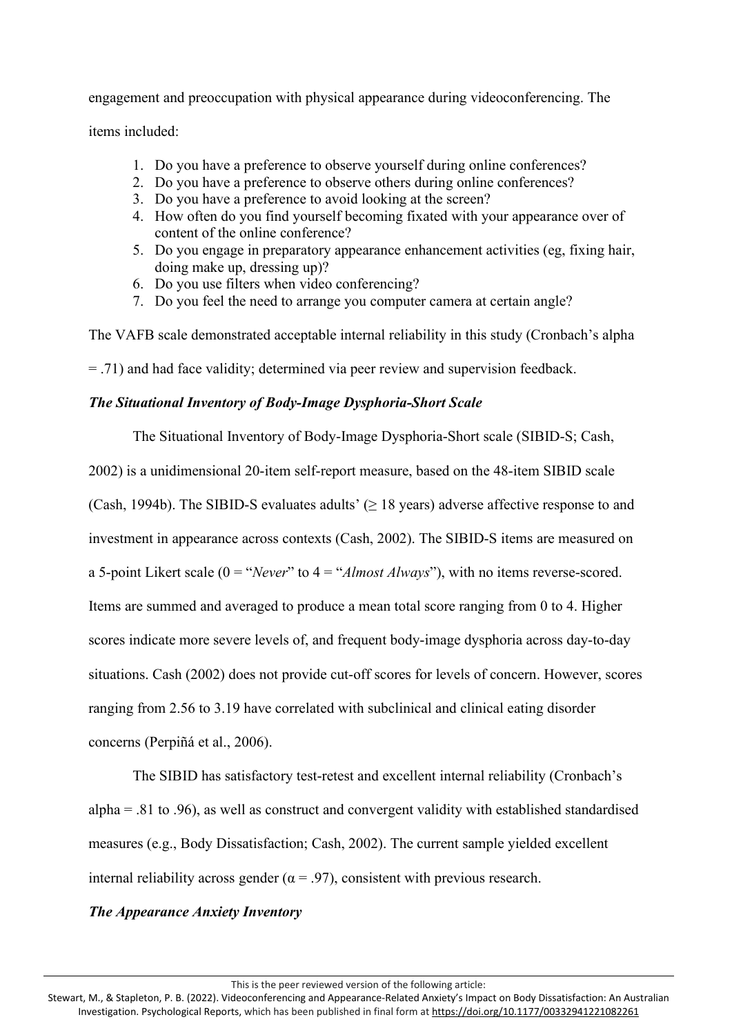engagement and preoccupation with physical appearance during videoconferencing. The items included:

1. Do you have a preference to observe yourself during online conferences?
2. Do you have a preference to observe others during online conferences?
3. Do you have a preference to avoid looking at the screen?
4. How often do you find yourself becoming fixated with your appearance over of content of the online conference?
5. Do you engage in preparatory appearance enhancement activities (eg, fixing hair, doing make up, dressing up)?
6. Do you use filters when video conferencing?
7. Do you feel the need to arrange you computer camera at certain angle?

The VAFB scale demonstrated acceptable internal reliability in this study (Cronbach's alpha = .71) and had face validity; determined via peer review and supervision feedback.

### *The Situational Inventory of Body-Image Dysphoria-Short Scale*

The Situational Inventory of Body-Image Dysphoria-Short scale (SIBID-S; Cash, 2002) is a unidimensional 20-item self-report measure, based on the 48-item SIBID scale (Cash, 1994b). The SIBID-S evaluates adults' ($\geq$ 18 years) adverse affective response to and investment in appearance across contexts (Cash, 2002). The SIBID-S items are measured on a 5-point Likert scale (0 = "*Never*" to 4 = "*Almost Always*"), with no items reverse-scored. Items are summed and averaged to produce a mean total score ranging from 0 to 4. Higher scores indicate more severe levels of, and frequent body-image dysphoria across day-to-day situations. Cash (2002) does not provide cut-off scores for levels of concern. However, scores ranging from 2.56 to 3.19 have correlated with subclinical and clinical eating disorder concerns (Perpiñá et al., 2006).

The SIBID has satisfactory test-retest and excellent internal reliability (Cronbach's alpha = .81 to .96), as well as construct and convergent validity with established standardised measures (e.g., Body Dissatisfaction; Cash, 2002). The current sample yielded excellent internal reliability across gender ($\alpha$ = .97), consistent with previous research.

### *The Appearance Anxiety Inventory*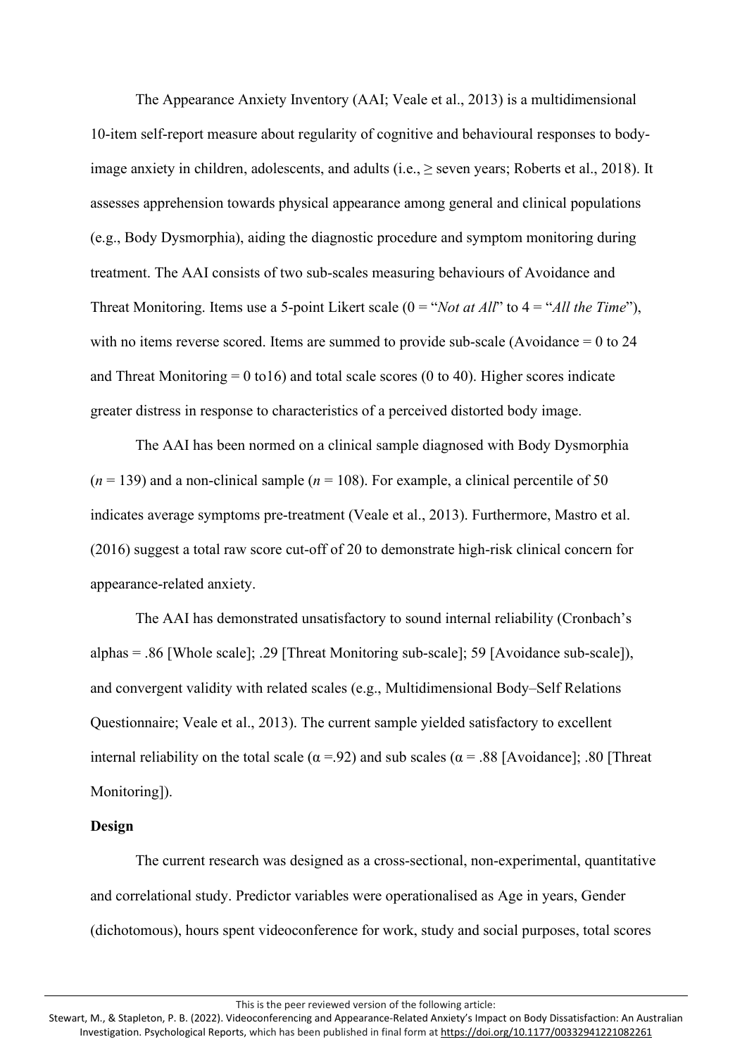The Appearance Anxiety Inventory (AAI; Veale et al., 2013) is a multidimensional 10-item self-report measure about regularity of cognitive and behavioural responses to body-image anxiety in children, adolescents, and adults (i.e., ≥ seven years; Roberts et al., 2018). It assesses apprehension towards physical appearance among general and clinical populations (e.g., Body Dysmorphia), aiding the diagnostic procedure and symptom monitoring during treatment. The AAI consists of two sub-scales measuring behaviours of Avoidance and Threat Monitoring. Items use a 5-point Likert scale (0 = "*Not at All*" to 4 = "*All the Time*"), with no items reverse scored. Items are summed to provide sub-scale (Avoidance = 0 to 24 and Threat Monitoring = 0 to16) and total scale scores (0 to 40). Higher scores indicate greater distress in response to characteristics of a perceived distorted body image.

The AAI has been normed on a clinical sample diagnosed with Body Dysmorphia ($n$ = 139) and a non-clinical sample ($n$ = 108). For example, a clinical percentile of 50 indicates average symptoms pre-treatment (Veale et al., 2013). Furthermore, Mastro et al. (2016) suggest a total raw score cut-off of 20 to demonstrate high-risk clinical concern for appearance-related anxiety.

The AAI has demonstrated unsatisfactory to sound internal reliability (Cronbach's alphas = .86 [Whole scale]; .29 [Threat Monitoring sub-scale]; 59 [Avoidance sub-scale]), and convergent validity with related scales (e.g., Multidimensional Body–Self Relations Questionnaire; Veale et al., 2013). The current sample yielded satisfactory to excellent internal reliability on the total scale ($\alpha$ =.92) and sub scales ($\alpha$ = .88 [Avoidance]; .80 [Threat Monitoring]).

**Design**

The current research was designed as a cross-sectional, non-experimental, quantitative and correlational study. Predictor variables were operationalised as Age in years, Gender (dichotomous), hours spent videoconference for work, study and social purposes, total scores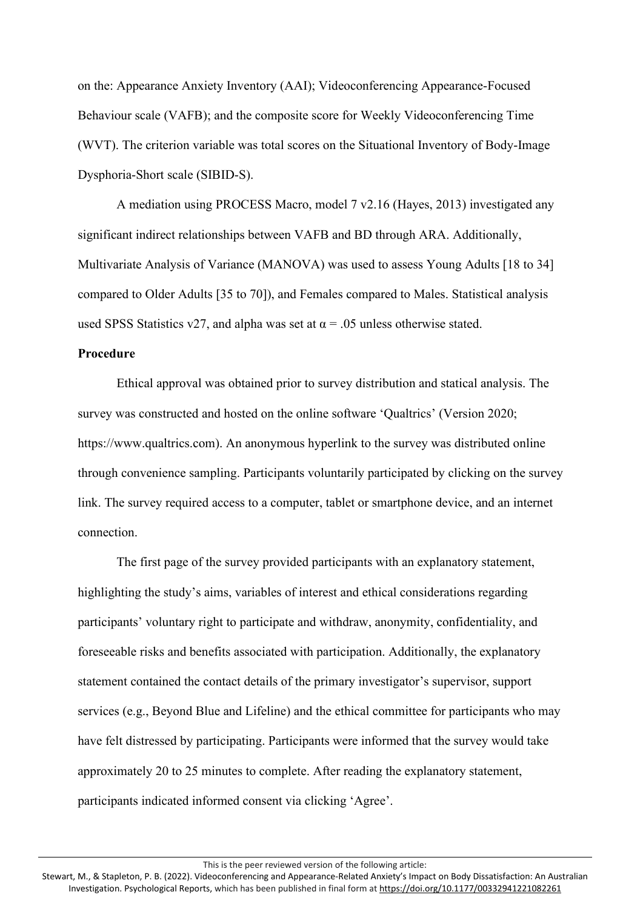on the: Appearance Anxiety Inventory (AAI); Videoconferencing Appearance-Focused Behaviour scale (VAFB); and the composite score for Weekly Videoconferencing Time (WVT). The criterion variable was total scores on the Situational Inventory of Body-Image Dysphoria-Short scale (SIBID-S).

A mediation using PROCESS Macro, model 7 v2.16 (Hayes, 2013) investigated any significant indirect relationships between VAFB and BD through ARA. Additionally, Multivariate Analysis of Variance (MANOVA) was used to assess Young Adults [18 to 34] compared to Older Adults [35 to 70]), and Females compared to Males. Statistical analysis used SPSS Statistics v27, and alpha was set at $\alpha = .05$ unless otherwise stated.

**Procedure**

Ethical approval was obtained prior to survey distribution and statical analysis. The survey was constructed and hosted on the online software 'Qualtrics' (Version 2020; https://www.qualtrics.com). An anonymous hyperlink to the survey was distributed online through convenience sampling. Participants voluntarily participated by clicking on the survey link. The survey required access to a computer, tablet or smartphone device, and an internet connection.

The first page of the survey provided participants with an explanatory statement, highlighting the study's aims, variables of interest and ethical considerations regarding participants' voluntary right to participate and withdraw, anonymity, confidentiality, and foreseeable risks and benefits associated with participation. Additionally, the explanatory statement contained the contact details of the primary investigator's supervisor, support services (e.g., Beyond Blue and Lifeline) and the ethical committee for participants who may have felt distressed by participating. Participants were informed that the survey would take approximately 20 to 25 minutes to complete. After reading the explanatory statement, participants indicated informed consent via clicking 'Agree'.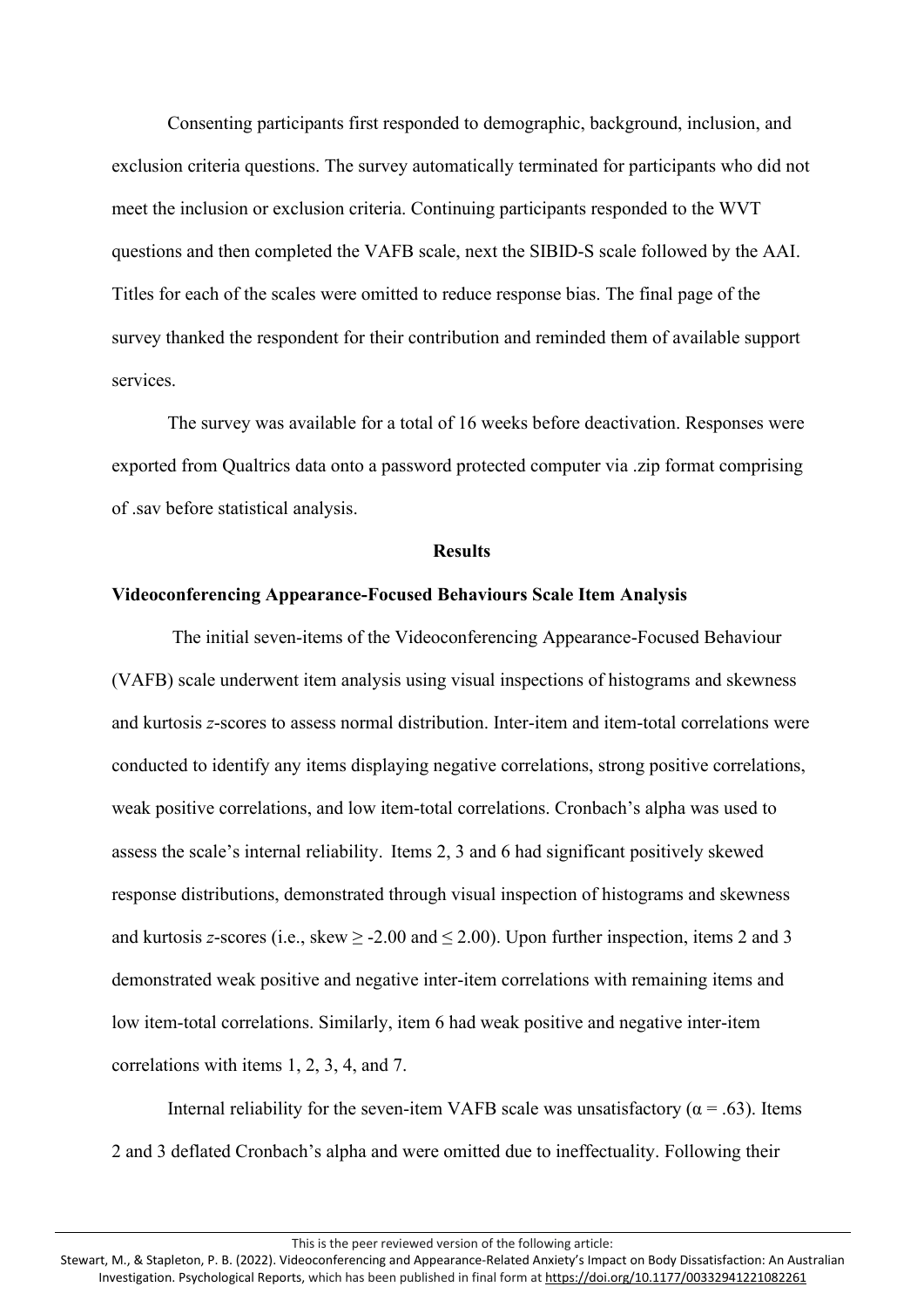Consenting participants first responded to demographic, background, inclusion, and exclusion criteria questions. The survey automatically terminated for participants who did not meet the inclusion or exclusion criteria. Continuing participants responded to the WVT questions and then completed the VAFB scale, next the SIBID-S scale followed by the AAI. Titles for each of the scales were omitted to reduce response bias. The final page of the survey thanked the respondent for their contribution and reminded them of available support services.

The survey was available for a total of 16 weeks before deactivation. Responses were exported from Qualtrics data onto a password protected computer via .zip format comprising of .sav before statistical analysis.

## Results

### Videoconferencing Appearance-Focused Behaviours Scale Item Analysis

The initial seven-items of the Videoconferencing Appearance-Focused Behaviour (VAFB) scale underwent item analysis using visual inspections of histograms and skewness and kurtosis *z*-scores to assess normal distribution. Inter-item and item-total correlations were conducted to identify any items displaying negative correlations, strong positive correlations, weak positive correlations, and low item-total correlations. Cronbach's alpha was used to assess the scale's internal reliability. Items 2, 3 and 6 had significant positively skewed response distributions, demonstrated through visual inspection of histograms and skewness and kurtosis *z*-scores (i.e., skew $\geq$ -2.00 and $\leq$ 2.00). Upon further inspection, items 2 and 3 demonstrated weak positive and negative inter-item correlations with remaining items and low item-total correlations. Similarly, item 6 had weak positive and negative inter-item correlations with items 1, 2, 3, 4, and 7.

Internal reliability for the seven-item VAFB scale was unsatisfactory ($\alpha$ = .63). Items 2 and 3 deflated Cronbach's alpha and were omitted due to ineffectuality. Following their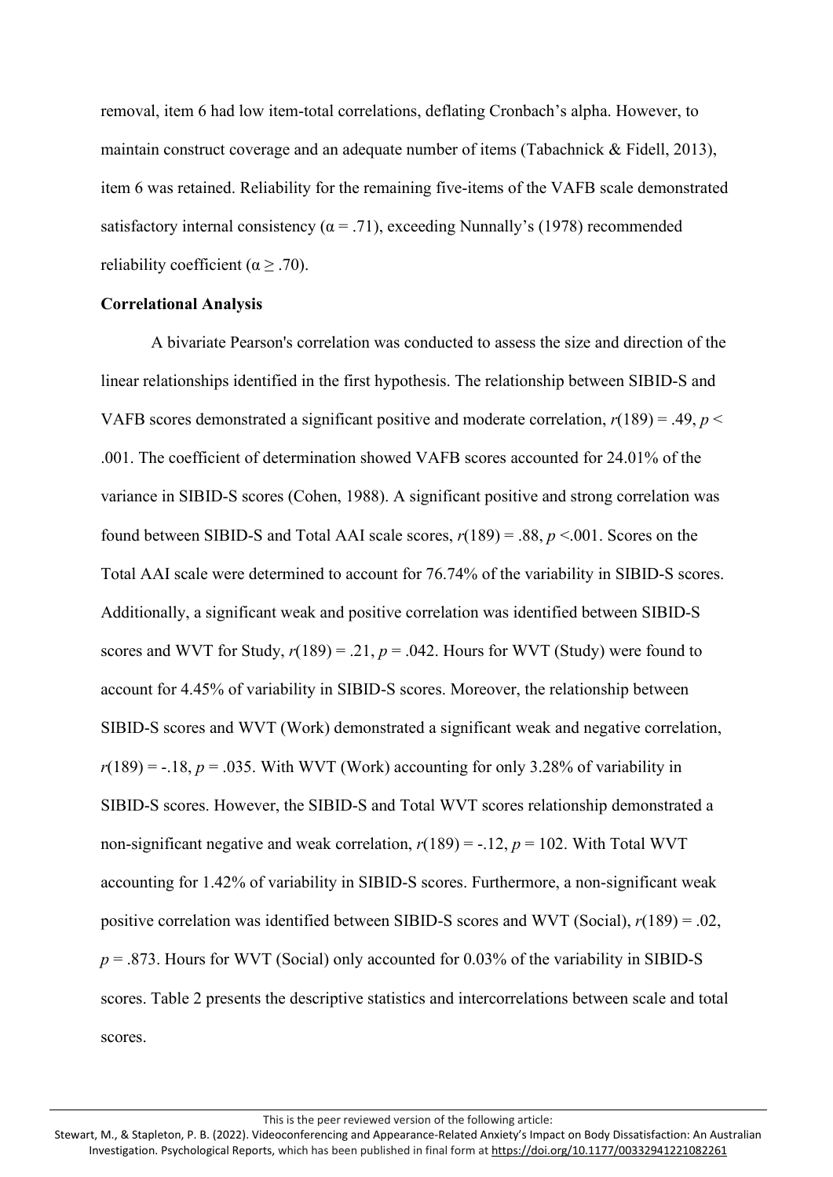removal, item 6 had low item-total correlations, deflating Cronbach's alpha. However, to maintain construct coverage and an adequate number of items (Tabachnick & Fidell, 2013), item 6 was retained. Reliability for the remaining five-items of the VAFB scale demonstrated satisfactory internal consistency ($\alpha = .71$), exceeding Nunnally's (1978) recommended reliability coefficient ($\alpha \geq .70$).

**Correlational Analysis**

A bivariate Pearson's correlation was conducted to assess the size and direction of the linear relationships identified in the first hypothesis. The relationship between SIBID-S and VAFB scores demonstrated a significant positive and moderate correlation, $r(189) = .49$, $p < .001$. The coefficient of determination showed VAFB scores accounted for 24.01% of the variance in SIBID-S scores (Cohen, 1988). A significant positive and strong correlation was found between SIBID-S and Total AAI scale scores, $r(189) = .88$, $p < .001$. Scores on the Total AAI scale were determined to account for 76.74% of the variability in SIBID-S scores. Additionally, a significant weak and positive correlation was identified between SIBID-S scores and WVT for Study, $r(189) = .21$, $p = .042$. Hours for WVT (Study) were found to account for 4.45% of variability in SIBID-S scores. Moreover, the relationship between SIBID-S scores and WVT (Work) demonstrated a significant weak and negative correlation, $r(189) = -.18$, $p = .035$. With WVT (Work) accounting for only 3.28% of variability in SIBID-S scores. However, the SIBID-S and Total WVT scores relationship demonstrated a non-significant negative and weak correlation, $r(189) = -.12$, $p = 102$. With Total WVT accounting for 1.42% of variability in SIBID-S scores. Furthermore, a non-significant weak positive correlation was identified between SIBID-S scores and WVT (Social), $r(189) = .02$, $p = .873$. Hours for WVT (Social) only accounted for 0.03% of the variability in SIBID-S scores. Table 2 presents the descriptive statistics and intercorrelations between scale and total scores.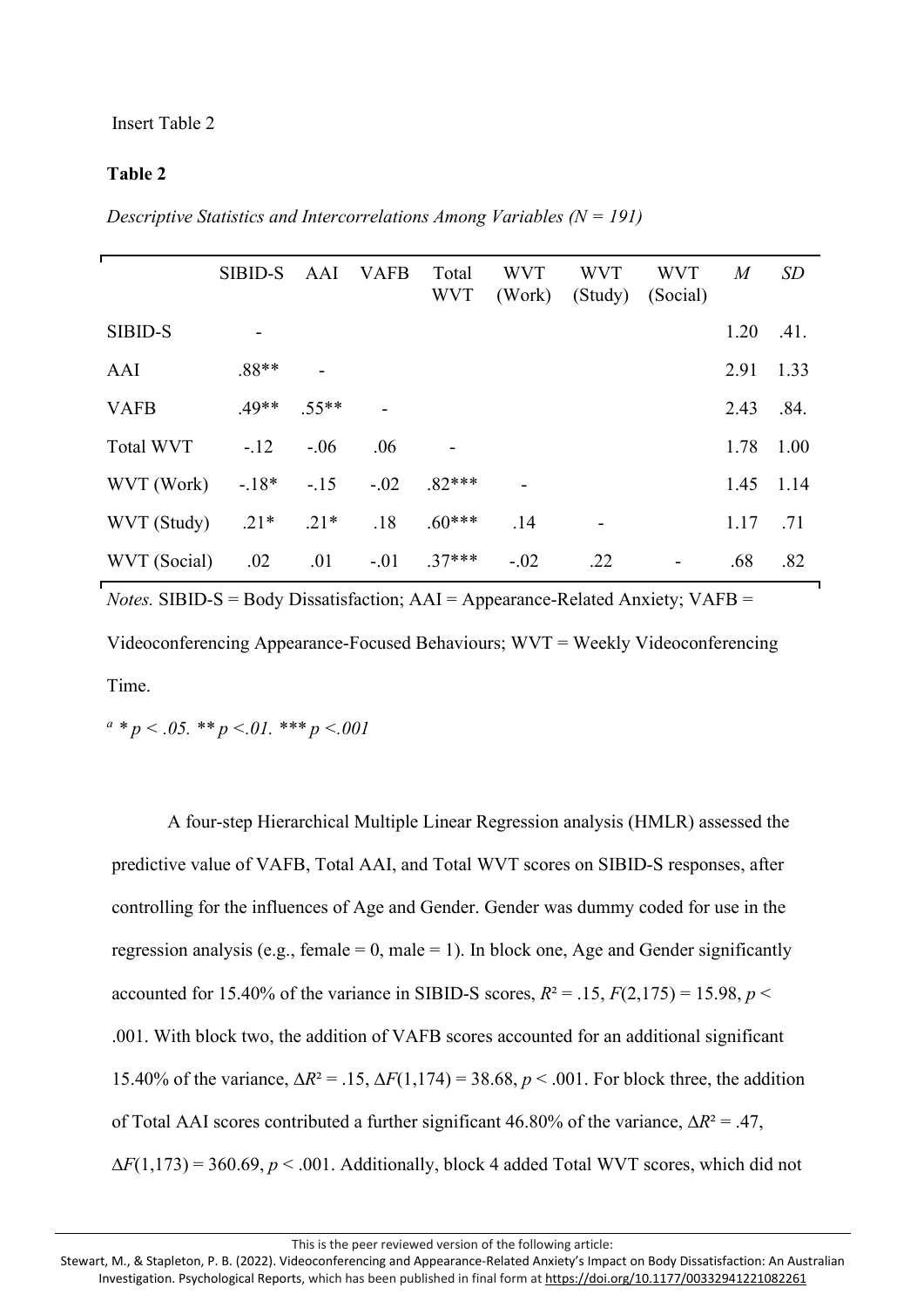Insert Table 2

**Table 2**

*Descriptive Statistics and Intercorrelations Among Variables (N = 191)*

| | SIBID-S | AAI | VAFB | Total WVT | WVT (Work) | WVT (Study) | WVT (Social) | *M* | *SD* |
|---|---|---|---|---|---|---|---|---|---|
| SIBID-S | - | | | | | | | 1.20 | .41. |
| AAI | .88** | - | | | | | | 2.91 | 1.33 |
| VAFB | .49** | .55** | - | | | | | 2.43 | .84. |
| Total WVT | -.12 | -.06 | .06 | - | | | | 1.78 | 1.00 |
| WVT (Work) | -.18* | -.15 | -.02 | .82*** | - | | | 1.45 | 1.14 |
| WVT (Study) | .21* | .21* | .18 | .60*** | .14 | - | | 1.17 | .71 |
| WVT (Social) | .02 | .01 | -.01 | .37*** | -.02 | .22 | - | .68 | .82 |

*Notes.* SIBID-S = Body Dissatisfaction; AAI = Appearance-Related Anxiety; VAFB = Videoconferencing Appearance-Focused Behaviours; WVT = Weekly Videoconferencing Time.

[a] *\* p < .05. \*\* p <.01. \*\*\* p <.001*

A four-step Hierarchical Multiple Linear Regression analysis (HMLR) assessed the predictive value of VAFB, Total AAI, and Total WVT scores on SIBID-S responses, after controlling for the influences of Age and Gender. Gender was dummy coded for use in the regression analysis (e.g., female = 0, male = 1). In block one, Age and Gender significantly accounted for 15.40% of the variance in SIBID-S scores, $R^2 = .15$, $F(2,175) = 15.98$, $p < .001$. With block two, the addition of VAFB scores accounted for an additional significant 15.40% of the variance, $\Delta R^2 = .15$, $\Delta F(1,174) = 38.68$, $p < .001$. For block three, the addition of Total AAI scores contributed a further significant 46.80% of the variance, $\Delta R^2 = .47$, $\Delta F(1,173) = 360.69$, $p < .001$. Additionally, block 4 added Total WVT scores, which did not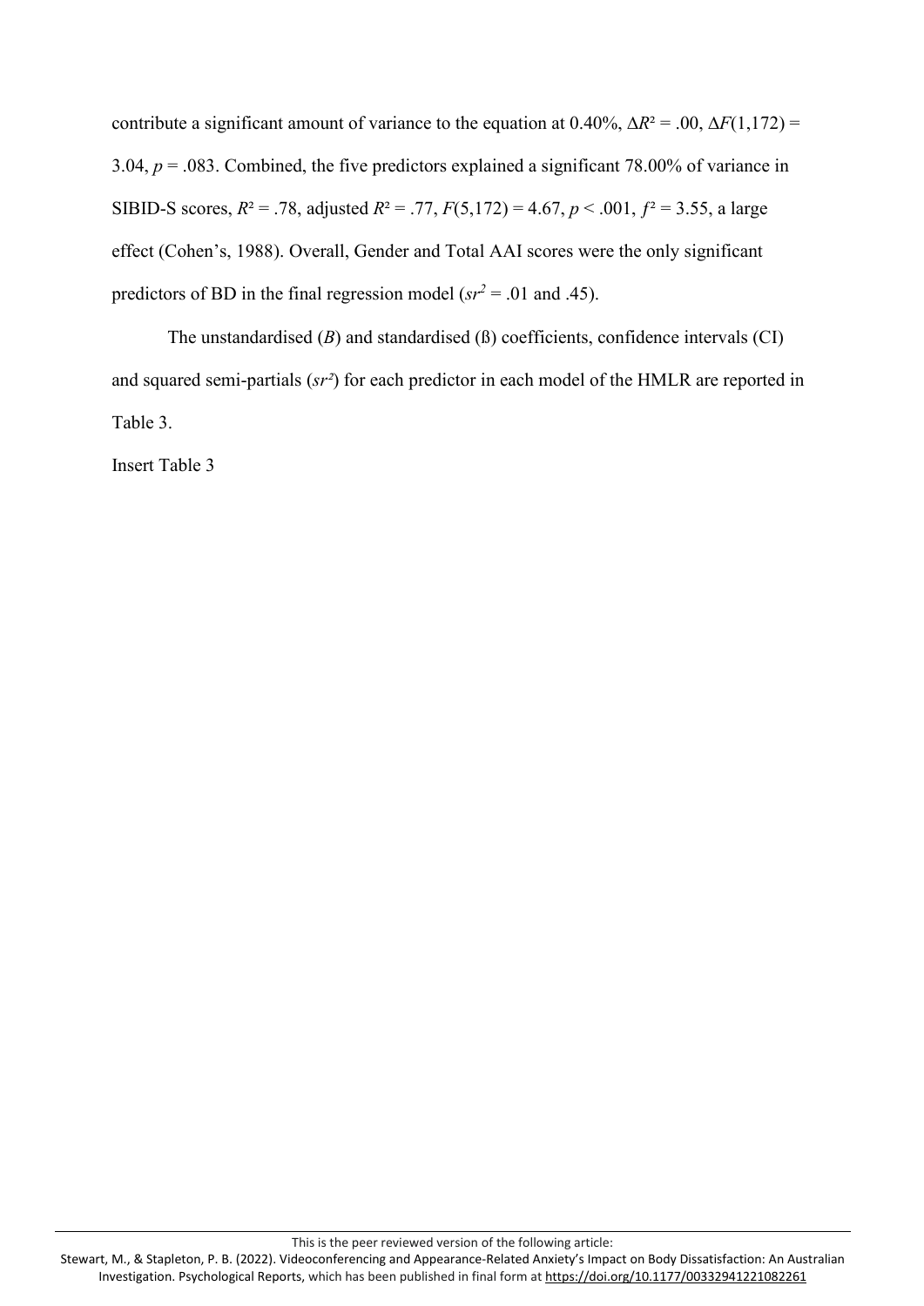contribute a significant amount of variance to the equation at 0.40%, $\Delta R^2 = .00$, $\Delta F(1,172) = 3.04$, $p = .083$. Combined, the five predictors explained a significant 78.00% of variance in SIBID-S scores, $R^2 = .78$, adjusted $R^2 = .77$, $F(5,172) = 4.67$, $p < .001$, $f^2 = 3.55$, a large effect (Cohen's, 1988). Overall, Gender and Total AAI scores were the only significant predictors of BD in the final regression model ($sr^2 = .01$ and $.45$).

The unstandardised ($B$) and standardised (ß) coefficients, confidence intervals (CI) and squared semi-partials ($sr^2$) for each predictor in each model of the HMLR are reported in Table 3.

Insert Table 3

This is the peer reviewed version of the following article:
Stewart, M., & Stapleton, P. B. (2022). Videoconferencing and Appearance-Related Anxiety's Impact on Body Dissatisfaction: An Australian Investigation. Psychological Reports, which has been published in final form at https://doi.org/10.1177/00332941221082261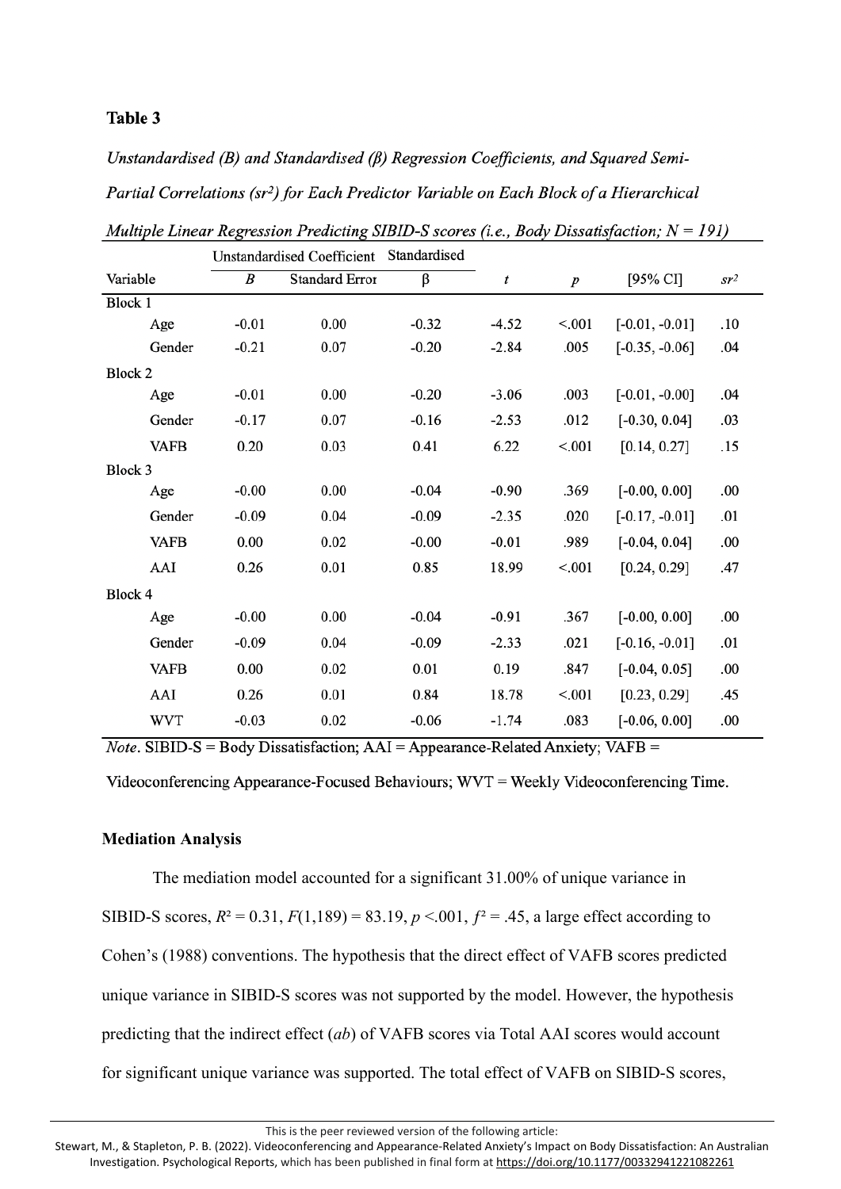**Table 3**

*Unstandardised (B) and Standardised (β) Regression Coefficients, and Squared Semi-Partial Correlations ($sr^2$) for Each Predictor Variable on Each Block of a Hierarchical Multiple Linear Regression Predicting SIBID-S scores (i.e., Body Dissatisfaction; N = 191)*

| Variable | Unstandardised Coefficient | | Standardised | | | | |
|---|---|---|---|---|---|---|---|
| | *B* | Standard Error | β | *t* | *p* | [95% CI] | $sr^2$ |
| Block 1 | | | | | | | |
| Age | -0.01 | 0.00 | -0.32 | -4.52 | <.001 | [-0.01, -0.01] | .10 |
| Gender | -0.21 | 0.07 | -0.20 | -2.84 | .005 | [-0.35, -0.06] | .04 |
| Block 2 | | | | | | | |
| Age | -0.01 | 0.00 | -0.20 | -3.06 | .003 | [-0.01, -0.00] | .04 |
| Gender | -0.17 | 0.07 | -0.16 | -2.53 | .012 | [-0.30, 0.04] | .03 |
| VAFB | 0.20 | 0.03 | 0.41 | 6.22 | <.001 | [0.14, 0.27] | .15 |
| Block 3 | | | | | | | |
| Age | -0.00 | 0.00 | -0.04 | -0.90 | .369 | [-0.00, 0.00] | .00 |
| Gender | -0.09 | 0.04 | -0.09 | -2.35 | .020 | [-0.17, -0.01] | .01 |
| VAFB | 0.00 | 0.02 | -0.00 | -0.01 | .989 | [-0.04, 0.04] | .00 |
| AAI | 0.26 | 0.01 | 0.85 | 18.99 | <.001 | [0.24, 0.29] | .47 |
| Block 4 | | | | | | | |
| Age | -0.00 | 0.00 | -0.04 | -0.91 | .367 | [-0.00, 0.00] | .00 |
| Gender | -0.09 | 0.04 | -0.09 | -2.33 | .021 | [-0.16, -0.01] | .01 |
| VAFB | 0.00 | 0.02 | 0.01 | 0.19 | .847 | [-0.04, 0.05] | .00 |
| AAI | 0.26 | 0.01 | 0.84 | 18.78 | <.001 | [0.23, 0.29] | .45 |
| WVT | -0.03 | 0.02 | -0.06 | -1.74 | .083 | [-0.06, 0.00] | .00 |

*Note*. SIBID-S = Body Dissatisfaction; AAI = Appearance-Related Anxiety; VAFB = Videoconferencing Appearance-Focused Behaviours; WVT = Weekly Videoconferencing Time.

**Mediation Analysis**

The mediation model accounted for a significant 31.00% of unique variance in SIBID-S scores, $R^2 = 0.31$, $F(1,189) = 83.19$, $p < .001$, $f^2 = .45$, a large effect according to Cohen's (1988) conventions. The hypothesis that the direct effect of VAFB scores predicted unique variance in SIBID-S scores was not supported by the model. However, the hypothesis predicting that the indirect effect (*ab*) of VAFB scores via Total AAI scores would account for significant unique variance was supported. The total effect of VAFB on SIBID-S scores,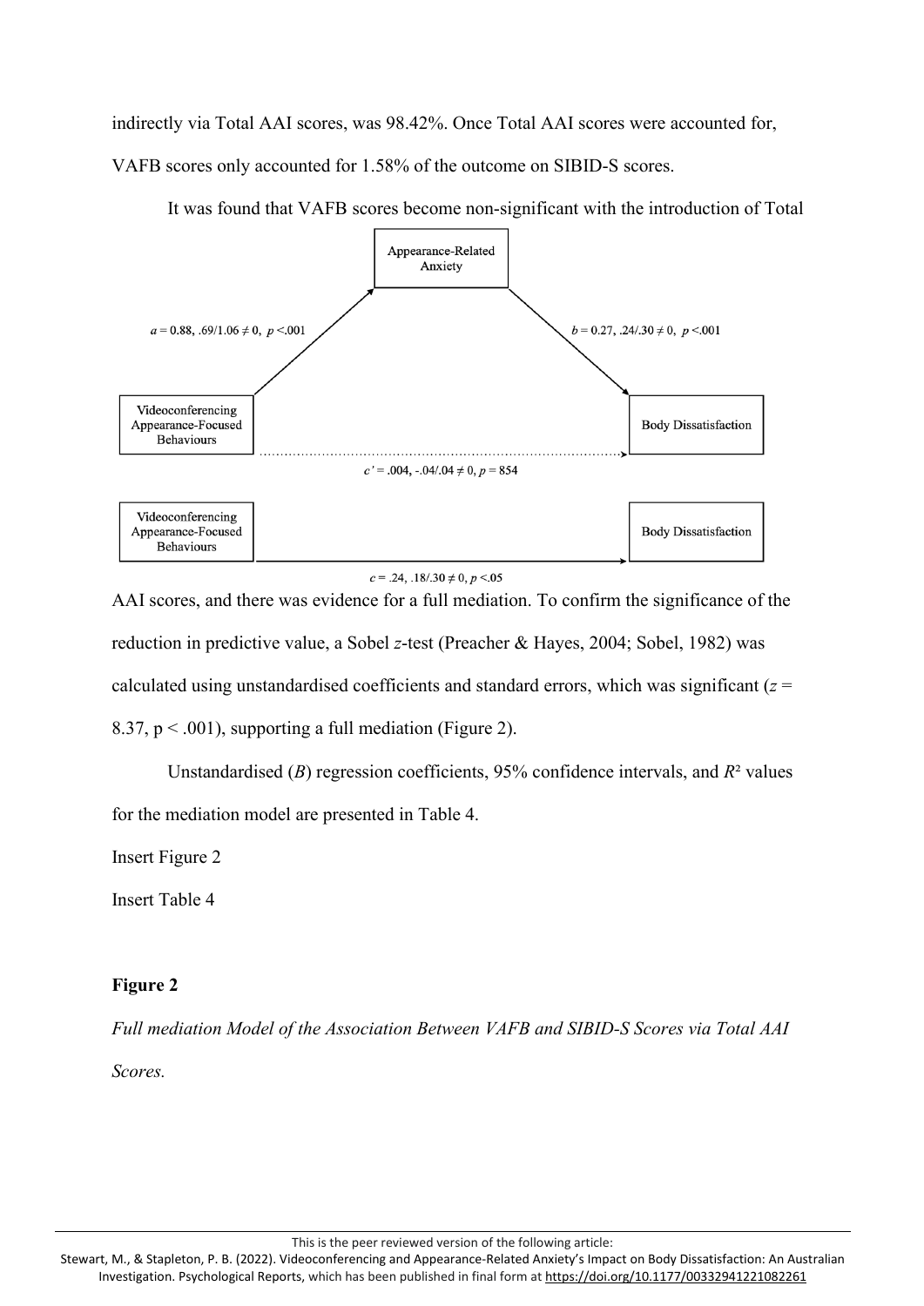indirectly via Total AAI scores, was 98.42%. Once Total AAI scores were accounted for, VAFB scores only accounted for 1.58% of the outcome on SIBID-S scores.

It was found that VAFB scores become non-significant with the introduction of Total AAI scores, and there was evidence for a full mediation. To confirm the significance of the reduction in predictive value, a Sobel *z*-test (Preacher & Hayes, 2004; Sobel, 1982) was calculated using unstandardised coefficients and standard errors, which was significant ($z = 8.37$, $p < .001$), supporting a full mediation (Figure 2).

Appearance-Related Anxiety

$a = 0.88$, $.69/1.06 \neq 0$, $p < .001$

$b = 0.27$, $.24/.30 \neq 0$, $p < .001$

Videoconferencing Appearance-Focused Behaviours

Body Dissatisfaction

$c' = .004$, $-.04/.04 \neq 0$, $p = 854$

Videoconferencing Appearance-Focused Behaviours

Body Dissatisfaction

$c = .24$, $.18/.30 \neq 0$, $p < .05$

Unstandardised (*B*) regression coefficients, 95% confidence intervals, and $R^2$ values for the mediation model are presented in Table 4.

Insert Figure 2

Insert Table 4

**Figure 2**

*Full mediation Model of the Association Between VAFB and SIBID-S Scores via Total AAI Scores.*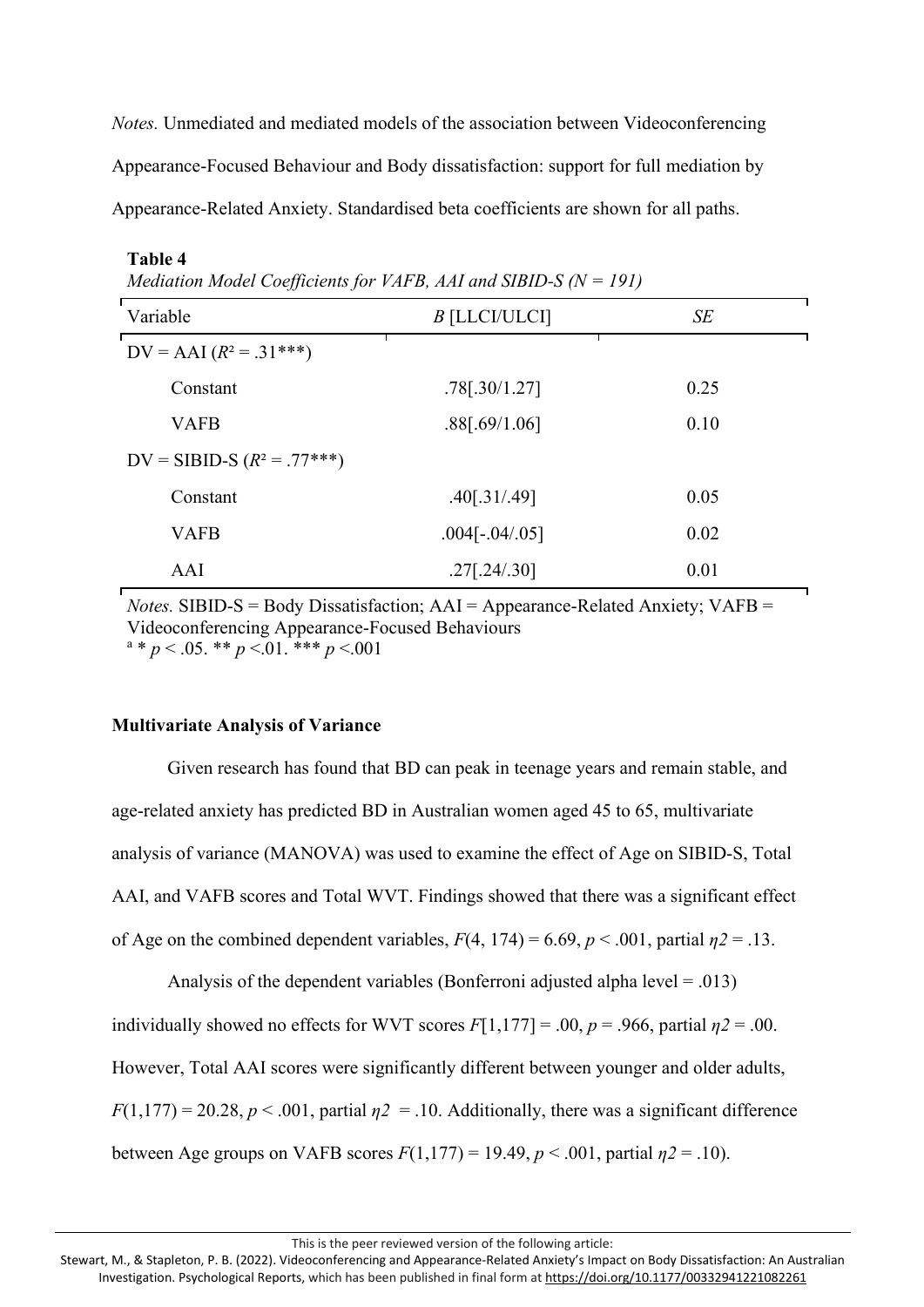*Notes.* Unmediated and mediated models of the association between Videoconferencing Appearance-Focused Behaviour and Body dissatisfaction: support for full mediation by Appearance-Related Anxiety. Standardised beta coefficients are shown for all paths.

**Table 4**

*Mediation Model Coefficients for VAFB, AAI and SIBID-S (N = 191)*

| Variable | *B* [LLCI/ULCI] | *SE* |
|---|---|---|
| DV = AAI ($R^2 = .31^{***}$) | | |
| Constant | .78[.30/1.27] | 0.25 |
| VAFB | .88[.69/1.06] | 0.10 |
| DV = SIBID-S ($R^2 = .77^{***}$) | | |
| Constant | .40[.31/.49] | 0.05 |
| VAFB | .004[-.04/.05] | 0.02 |
| AAI | .27[.24/.30] | 0.01 |

*Notes.* SIBID-S = Body Dissatisfaction; AAI = Appearance-Related Anxiety; VAFB = Videoconferencing Appearance-Focused Behaviours
[a] * $p < .05$. ** $p < .01$. *** $p < .001$

**Multivariate Analysis of Variance**

Given research has found that BD can peak in teenage years and remain stable, and age-related anxiety has predicted BD in Australian women aged 45 to 65, multivariate analysis of variance (MANOVA) was used to examine the effect of Age on SIBID-S, Total AAI, and VAFB scores and Total WVT. Findings showed that there was a significant effect of Age on the combined dependent variables, $F(4, 174) = 6.69$, $p < .001$, partial $\eta 2 = .13$.

Analysis of the dependent variables (Bonferroni adjusted alpha level = .013) individually showed no effects for WVT scores $F[1,177] = .00$, $p = .966$, partial $\eta 2 = .00$. However, Total AAI scores were significantly different between younger and older adults, $F(1,177) = 20.28$, $p < .001$, partial $\eta 2 = .10$. Additionally, there was a significant difference between Age groups on VAFB scores $F(1,177) = 19.49$, $p < .001$, partial $\eta 2 = .10$).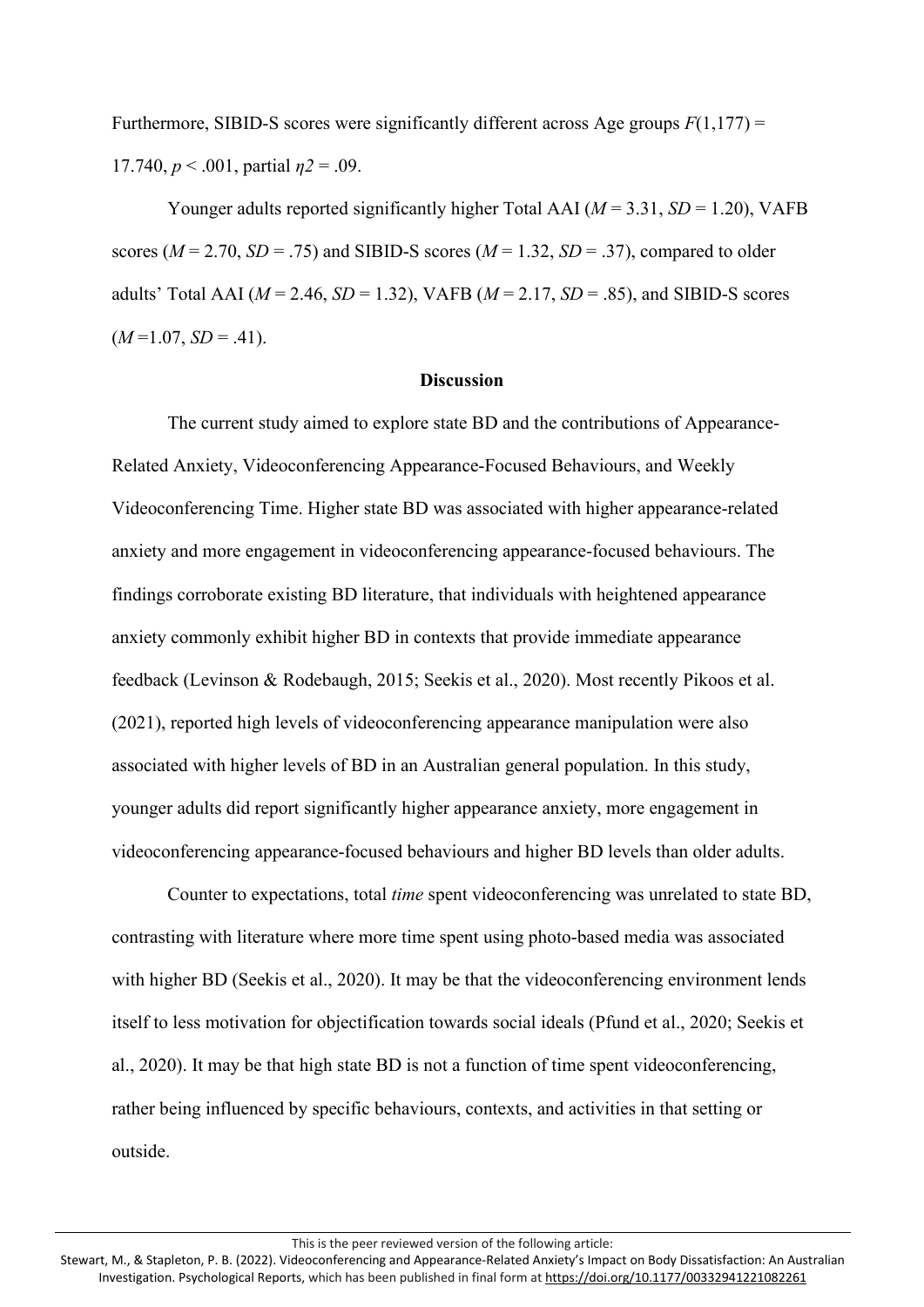Furthermore, SIBID-S scores were significantly different across Age groups $F(1,177) = 17.740$, $p < .001$, partial $\eta 2 = .09$.

Younger adults reported significantly higher Total AAI ($M = 3.31$, $SD = 1.20$), VAFB scores ($M = 2.70$, $SD = .75$) and SIBID-S scores ($M = 1.32$, $SD = .37$), compared to older adults' Total AAI ($M = 2.46$, $SD = 1.32$), VAFB ($M = 2.17$, $SD = .85$), and SIBID-S scores ($M = 1.07$, $SD = .41$).

## Discussion

The current study aimed to explore state BD and the contributions of Appearance-Related Anxiety, Videoconferencing Appearance-Focused Behaviours, and Weekly Videoconferencing Time. Higher state BD was associated with higher appearance-related anxiety and more engagement in videoconferencing appearance-focused behaviours. The findings corroborate existing BD literature, that individuals with heightened appearance anxiety commonly exhibit higher BD in contexts that provide immediate appearance feedback (Levinson & Rodebaugh, 2015; Seekis et al., 2020). Most recently Pikoos et al. (2021), reported high levels of videoconferencing appearance manipulation were also associated with higher levels of BD in an Australian general population. In this study, younger adults did report significantly higher appearance anxiety, more engagement in videoconferencing appearance-focused behaviours and higher BD levels than older adults.

Counter to expectations, total *time* spent videoconferencing was unrelated to state BD, contrasting with literature where more time spent using photo-based media was associated with higher BD (Seekis et al., 2020). It may be that the videoconferencing environment lends itself to less motivation for objectification towards social ideals (Pfund et al., 2020; Seekis et al., 2020). It may be that high state BD is not a function of time spent videoconferencing, rather being influenced by specific behaviours, contexts, and activities in that setting or outside.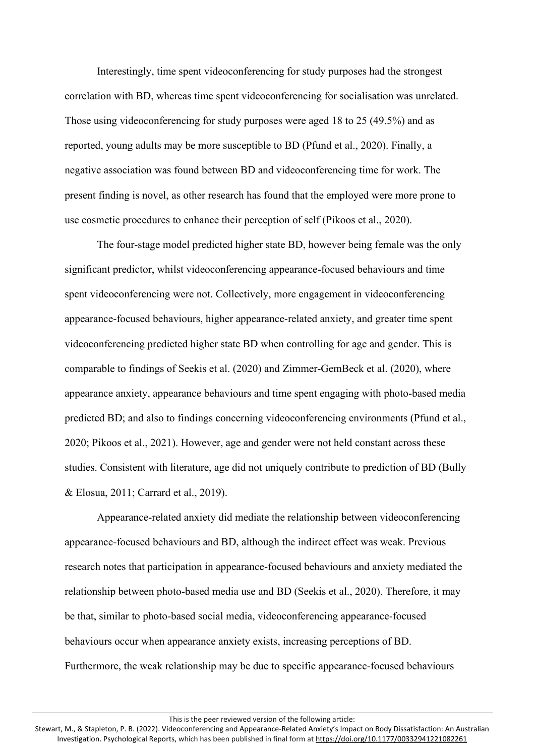Interestingly, time spent videoconferencing for study purposes had the strongest correlation with BD, whereas time spent videoconferencing for socialisation was unrelated. Those using videoconferencing for study purposes were aged 18 to 25 (49.5%) and as reported, young adults may be more susceptible to BD (Pfund et al., 2020). Finally, a negative association was found between BD and videoconferencing time for work. The present finding is novel, as other research has found that the employed were more prone to use cosmetic procedures to enhance their perception of self (Pikoos et al., 2020).

The four-stage model predicted higher state BD, however being female was the only significant predictor, whilst videoconferencing appearance-focused behaviours and time spent videoconferencing were not. Collectively, more engagement in videoconferencing appearance-focused behaviours, higher appearance-related anxiety, and greater time spent videoconferencing predicted higher state BD when controlling for age and gender. This is comparable to findings of Seekis et al. (2020) and Zimmer-GemBeck et al. (2020), where appearance anxiety, appearance behaviours and time spent engaging with photo-based media predicted BD; and also to findings concerning videoconferencing environments (Pfund et al., 2020; Pikoos et al., 2021). However, age and gender were not held constant across these studies. Consistent with literature, age did not uniquely contribute to prediction of BD (Bully & Elosua, 2011; Carrard et al., 2019).

Appearance-related anxiety did mediate the relationship between videoconferencing appearance-focused behaviours and BD, although the indirect effect was weak. Previous research notes that participation in appearance-focused behaviours and anxiety mediated the relationship between photo-based media use and BD (Seekis et al., 2020). Therefore, it may be that, similar to photo-based social media, videoconferencing appearance-focused behaviours occur when appearance anxiety exists, increasing perceptions of BD. Furthermore, the weak relationship may be due to specific appearance-focused behaviours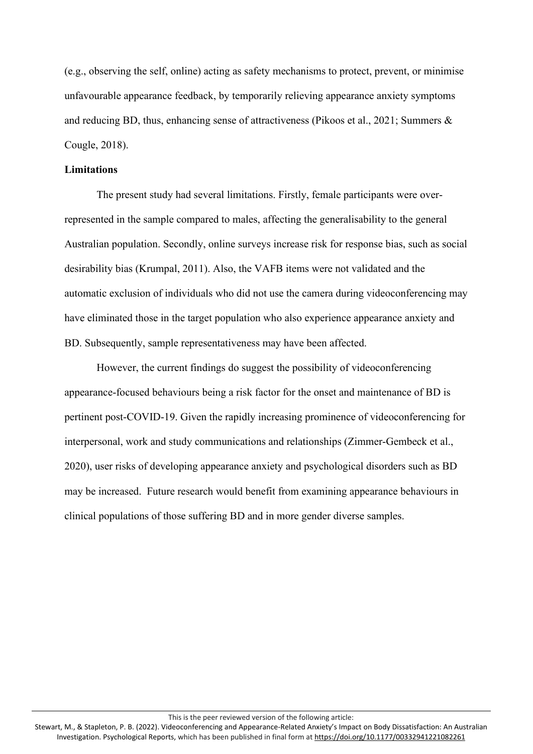(e.g., observing the self, online) acting as safety mechanisms to protect, prevent, or minimise unfavourable appearance feedback, by temporarily relieving appearance anxiety symptoms and reducing BD, thus, enhancing sense of attractiveness (Pikoos et al., 2021; Summers & Cougle, 2018).

**Limitations**

The present study had several limitations. Firstly, female participants were over-represented in the sample compared to males, affecting the generalisability to the general Australian population. Secondly, online surveys increase risk for response bias, such as social desirability bias (Krumpal, 2011). Also, the VAFB items were not validated and the automatic exclusion of individuals who did not use the camera during videoconferencing may have eliminated those in the target population who also experience appearance anxiety and BD. Subsequently, sample representativeness may have been affected.

However, the current findings do suggest the possibility of videoconferencing appearance-focused behaviours being a risk factor for the onset and maintenance of BD is pertinent post-COVID-19. Given the rapidly increasing prominence of videoconferencing for interpersonal, work and study communications and relationships (Zimmer-Gembeck et al., 2020), user risks of developing appearance anxiety and psychological disorders such as BD may be increased. Future research would benefit from examining appearance behaviours in clinical populations of those suffering BD and in more gender diverse samples.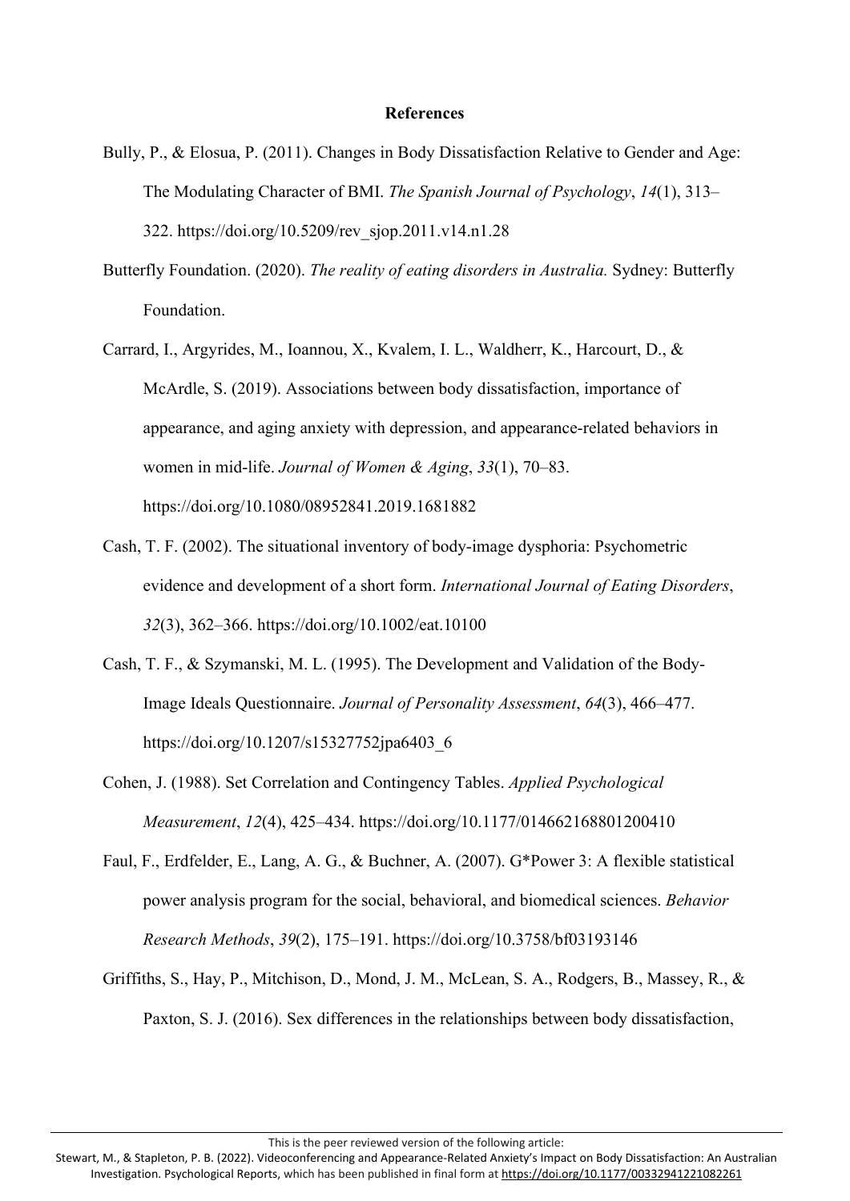## References

Bully, P., & Elosua, P. (2011). Changes in Body Dissatisfaction Relative to Gender and Age: The Modulating Character of BMI. *The Spanish Journal of Psychology*, *14*(1), 313–322. https://doi.org/10.5209/rev_sjop.2011.v14.n1.28

Butterfly Foundation. (2020). *The reality of eating disorders in Australia.* Sydney: Butterfly Foundation.

Carrard, I., Argyrides, M., Ioannou, X., Kvalem, I. L., Waldherr, K., Harcourt, D., & McArdle, S. (2019). Associations between body dissatisfaction, importance of appearance, and aging anxiety with depression, and appearance-related behaviors in women in mid-life. *Journal of Women & Aging*, *33*(1), 70–83. https://doi.org/10.1080/08952841.2019.1681882

Cash, T. F. (2002). The situational inventory of body-image dysphoria: Psychometric evidence and development of a short form. *International Journal of Eating Disorders*, *32*(3), 362–366. https://doi.org/10.1002/eat.10100

Cash, T. F., & Szymanski, M. L. (1995). The Development and Validation of the Body-Image Ideals Questionnaire. *Journal of Personality Assessment*, *64*(3), 466–477. https://doi.org/10.1207/s15327752jpa6403_6

Cohen, J. (1988). Set Correlation and Contingency Tables. *Applied Psychological Measurement*, *12*(4), 425–434. https://doi.org/10.1177/014662168801200410

Faul, F., Erdfelder, E., Lang, A. G., & Buchner, A. (2007). G*Power 3: A flexible statistical power analysis program for the social, behavioral, and biomedical sciences. *Behavior Research Methods*, *39*(2), 175–191. https://doi.org/10.3758/bf03193146

Griffiths, S., Hay, P., Mitchison, D., Mond, J. M., McLean, S. A., Rodgers, B., Massey, R., & Paxton, S. J. (2016). Sex differences in the relationships between body dissatisfaction,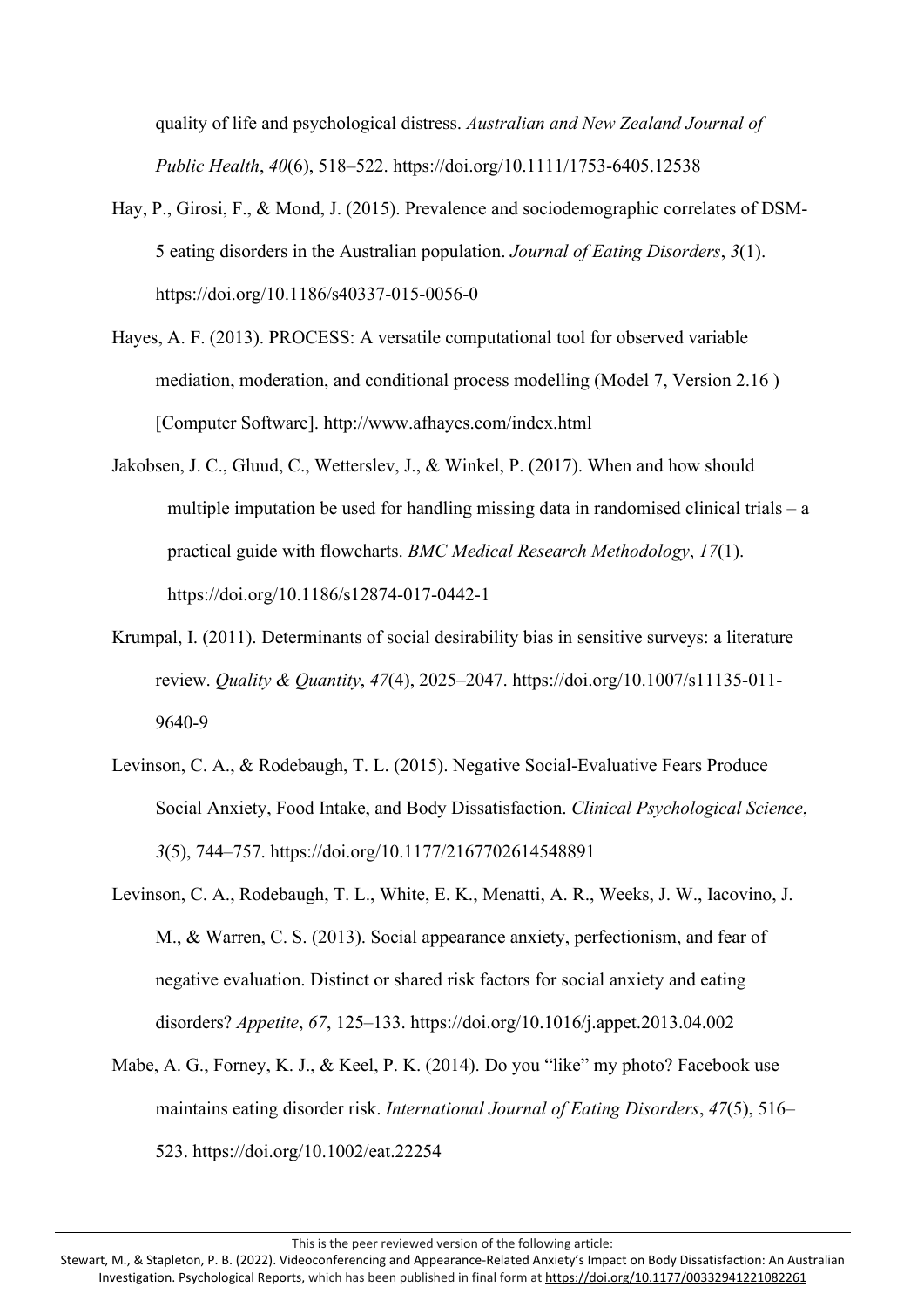quality of life and psychological distress. *Australian and New Zealand Journal of Public Health*, *40*(6), 518–522. https://doi.org/10.1111/1753-6405.12538

Hay, P., Girosi, F., & Mond, J. (2015). Prevalence and sociodemographic correlates of DSM-5 eating disorders in the Australian population. *Journal of Eating Disorders*, *3*(1). https://doi.org/10.1186/s40337-015-0056-0

Hayes, A. F. (2013). PROCESS: A versatile computational tool for observed variable mediation, moderation, and conditional process modelling (Model 7, Version 2.16 ) [Computer Software]. http://www.afhayes.com/index.html

Jakobsen, J. C., Gluud, C., Wetterslev, J., & Winkel, P. (2017). When and how should multiple imputation be used for handling missing data in randomised clinical trials – a practical guide with flowcharts. *BMC Medical Research Methodology*, *17*(1). https://doi.org/10.1186/s12874-017-0442-1

Krumpal, I. (2011). Determinants of social desirability bias in sensitive surveys: a literature review. *Quality & Quantity*, *47*(4), 2025–2047. https://doi.org/10.1007/s11135-011-9640-9

Levinson, C. A., & Rodebaugh, T. L. (2015). Negative Social-Evaluative Fears Produce Social Anxiety, Food Intake, and Body Dissatisfaction. *Clinical Psychological Science*, *3*(5), 744–757. https://doi.org/10.1177/2167702614548891

Levinson, C. A., Rodebaugh, T. L., White, E. K., Menatti, A. R., Weeks, J. W., Iacovino, J. M., & Warren, C. S. (2013). Social appearance anxiety, perfectionism, and fear of negative evaluation. Distinct or shared risk factors for social anxiety and eating disorders? *Appetite*, *67*, 125–133. https://doi.org/10.1016/j.appet.2013.04.002

Mabe, A. G., Forney, K. J., & Keel, P. K. (2014). Do you "like" my photo? Facebook use maintains eating disorder risk. *International Journal of Eating Disorders*, *47*(5), 516–523. https://doi.org/10.1002/eat.22254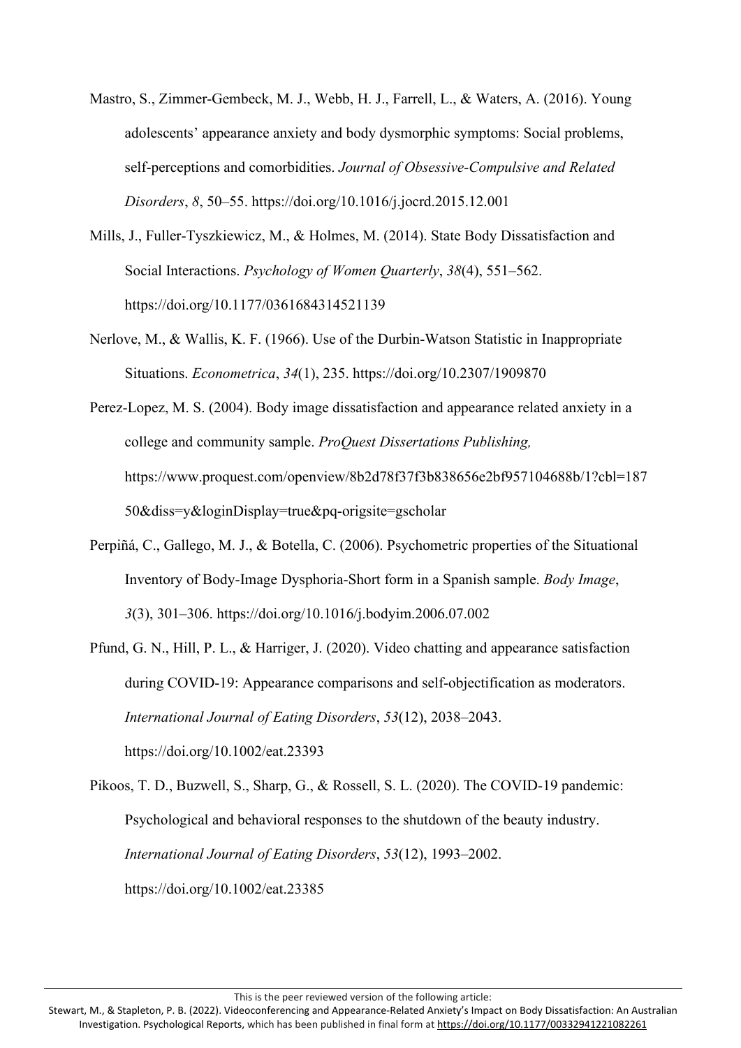Mastro, S., Zimmer-Gembeck, M. J., Webb, H. J., Farrell, L., & Waters, A. (2016). Young adolescents' appearance anxiety and body dysmorphic symptoms: Social problems, self-perceptions and comorbidities. *Journal of Obsessive-Compulsive and Related Disorders*, *8*, 50–55. https://doi.org/10.1016/j.jocrd.2015.12.001

Mills, J., Fuller-Tyszkiewicz, M., & Holmes, M. (2014). State Body Dissatisfaction and Social Interactions. *Psychology of Women Quarterly*, *38*(4), 551–562. https://doi.org/10.1177/0361684314521139

Nerlove, M., & Wallis, K. F. (1966). Use of the Durbin-Watson Statistic in Inappropriate Situations. *Econometrica*, *34*(1), 235. https://doi.org/10.2307/1909870

Perez-Lopez, M. S. (2004). Body image dissatisfaction and appearance related anxiety in a college and community sample. *ProQuest Dissertations Publishing,* https://www.proquest.com/openview/8b2d78f37f3b838656e2bf957104688b/1?cbl=18750&diss=y&loginDisplay=true&pq-origsite=gscholar

Perpiñá, C., Gallego, M. J., & Botella, C. (2006). Psychometric properties of the Situational Inventory of Body-Image Dysphoria-Short form in a Spanish sample. *Body Image*, *3*(3), 301–306. https://doi.org/10.1016/j.bodyim.2006.07.002

Pfund, G. N., Hill, P. L., & Harriger, J. (2020). Video chatting and appearance satisfaction during COVID-19: Appearance comparisons and self-objectification as moderators. *International Journal of Eating Disorders*, *53*(12), 2038–2043. https://doi.org/10.1002/eat.23393

Pikoos, T. D., Buzwell, S., Sharp, G., & Rossell, S. L. (2020). The COVID-19 pandemic: Psychological and behavioral responses to the shutdown of the beauty industry. *International Journal of Eating Disorders*, *53*(12), 1993–2002. https://doi.org/10.1002/eat.23385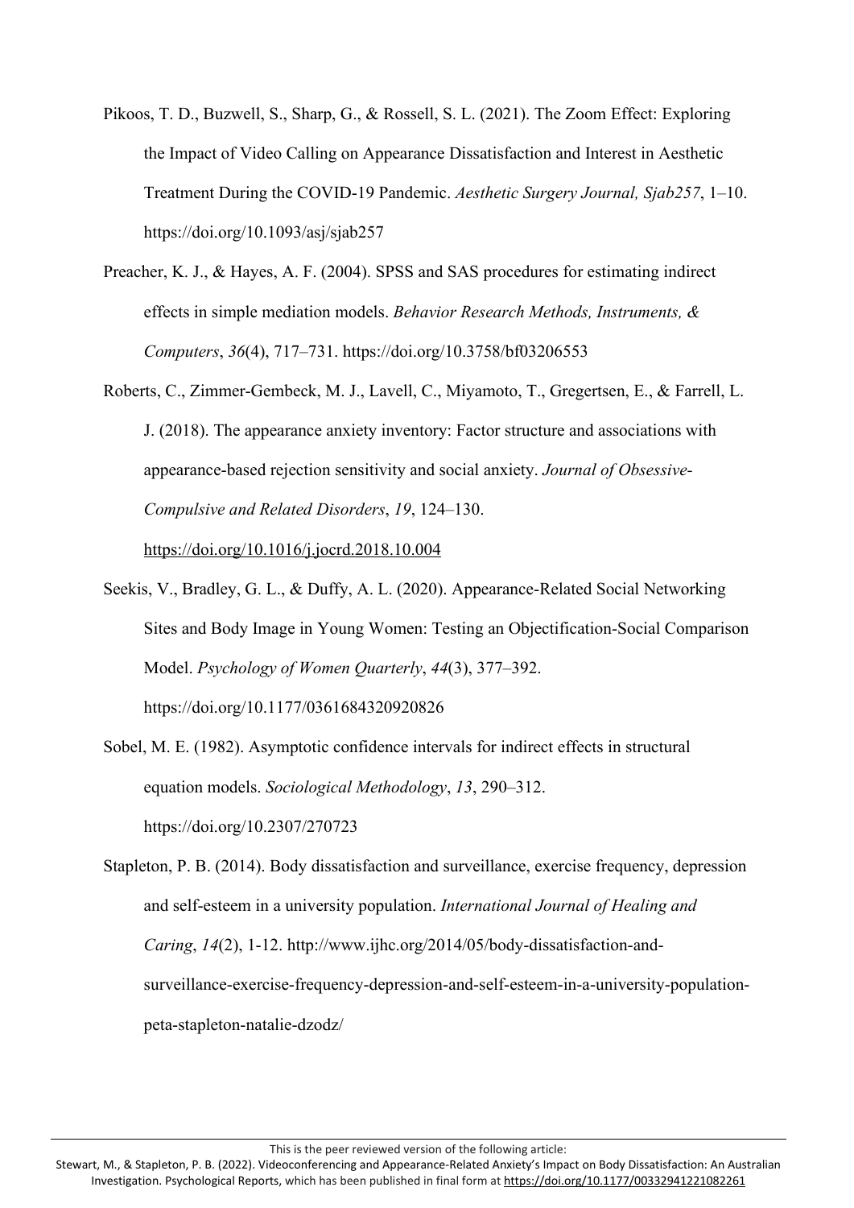Pikoos, T. D., Buzwell, S., Sharp, G., & Rossell, S. L. (2021). The Zoom Effect: Exploring the Impact of Video Calling on Appearance Dissatisfaction and Interest in Aesthetic Treatment During the COVID-19 Pandemic. *Aesthetic Surgery Journal, Sjab257*, 1–10. https://doi.org/10.1093/asj/sjab257

Preacher, K. J., & Hayes, A. F. (2004). SPSS and SAS procedures for estimating indirect effects in simple mediation models. *Behavior Research Methods, Instruments, & Computers*, *36*(4), 717–731. https://doi.org/10.3758/bf03206553

Roberts, C., Zimmer-Gembeck, M. J., Lavell, C., Miyamoto, T., Gregertsen, E., & Farrell, L. J. (2018). The appearance anxiety inventory: Factor structure and associations with appearance-based rejection sensitivity and social anxiety. *Journal of Obsessive-Compulsive and Related Disorders*, *19*, 124–130. https://doi.org/10.1016/j.jocrd.2018.10.004

Seekis, V., Bradley, G. L., & Duffy, A. L. (2020). Appearance-Related Social Networking Sites and Body Image in Young Women: Testing an Objectification-Social Comparison Model. *Psychology of Women Quarterly*, *44*(3), 377–392. https://doi.org/10.1177/0361684320920826

Sobel, M. E. (1982). Asymptotic confidence intervals for indirect effects in structural equation models. *Sociological Methodology*, *13*, 290–312. https://doi.org/10.2307/270723

Stapleton, P. B. (2014). Body dissatisfaction and surveillance, exercise frequency, depression and self-esteem in a university population. *International Journal of Healing and Caring*, *14*(2), 1-12. http://www.ijhc.org/2014/05/body-dissatisfaction-and-surveillance-exercise-frequency-depression-and-self-esteem-in-a-university-population-peta-stapleton-natalie-dzodz/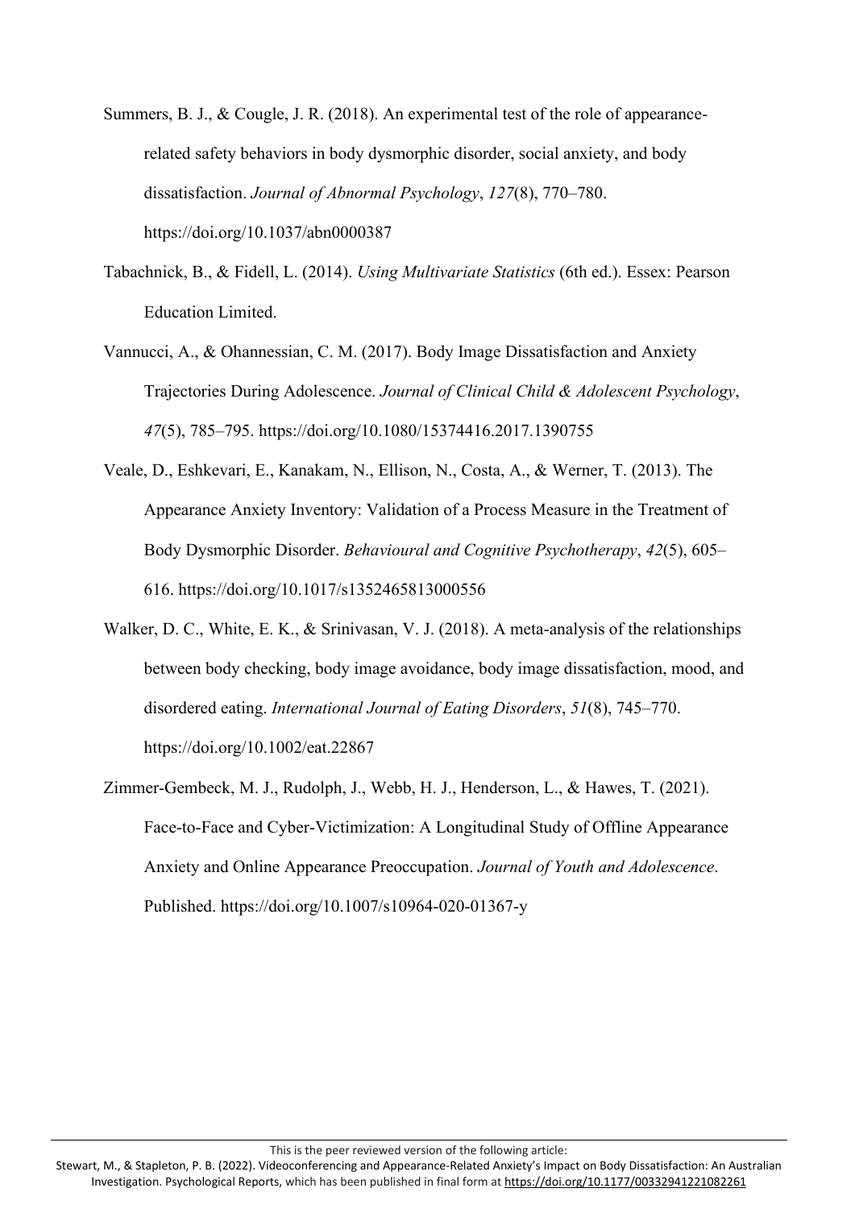Summers, B. J., & Cougle, J. R. (2018). An experimental test of the role of appearance-related safety behaviors in body dysmorphic disorder, social anxiety, and body dissatisfaction. *Journal of Abnormal Psychology*, *127*(8), 770–780. https://doi.org/10.1037/abn0000387

Tabachnick, B., & Fidell, L. (2014). *Using Multivariate Statistics* (6th ed.). Essex: Pearson Education Limited.

Vannucci, A., & Ohannessian, C. M. (2017). Body Image Dissatisfaction and Anxiety Trajectories During Adolescence. *Journal of Clinical Child & Adolescent Psychology*, *47*(5), 785–795. https://doi.org/10.1080/15374416.2017.1390755

Veale, D., Eshkevari, E., Kanakam, N., Ellison, N., Costa, A., & Werner, T. (2013). The Appearance Anxiety Inventory: Validation of a Process Measure in the Treatment of Body Dysmorphic Disorder. *Behavioural and Cognitive Psychotherapy*, *42*(5), 605–616. https://doi.org/10.1017/s1352465813000556

Walker, D. C., White, E. K., & Srinivasan, V. J. (2018). A meta-analysis of the relationships between body checking, body image avoidance, body image dissatisfaction, mood, and disordered eating. *International Journal of Eating Disorders*, *51*(8), 745–770. https://doi.org/10.1002/eat.22867

Zimmer-Gembeck, M. J., Rudolph, J., Webb, H. J., Henderson, L., & Hawes, T. (2021). Face-to-Face and Cyber-Victimization: A Longitudinal Study of Offline Appearance Anxiety and Online Appearance Preoccupation. *Journal of Youth and Adolescence*. Published. https://doi.org/10.1007/s10964-020-01367-y